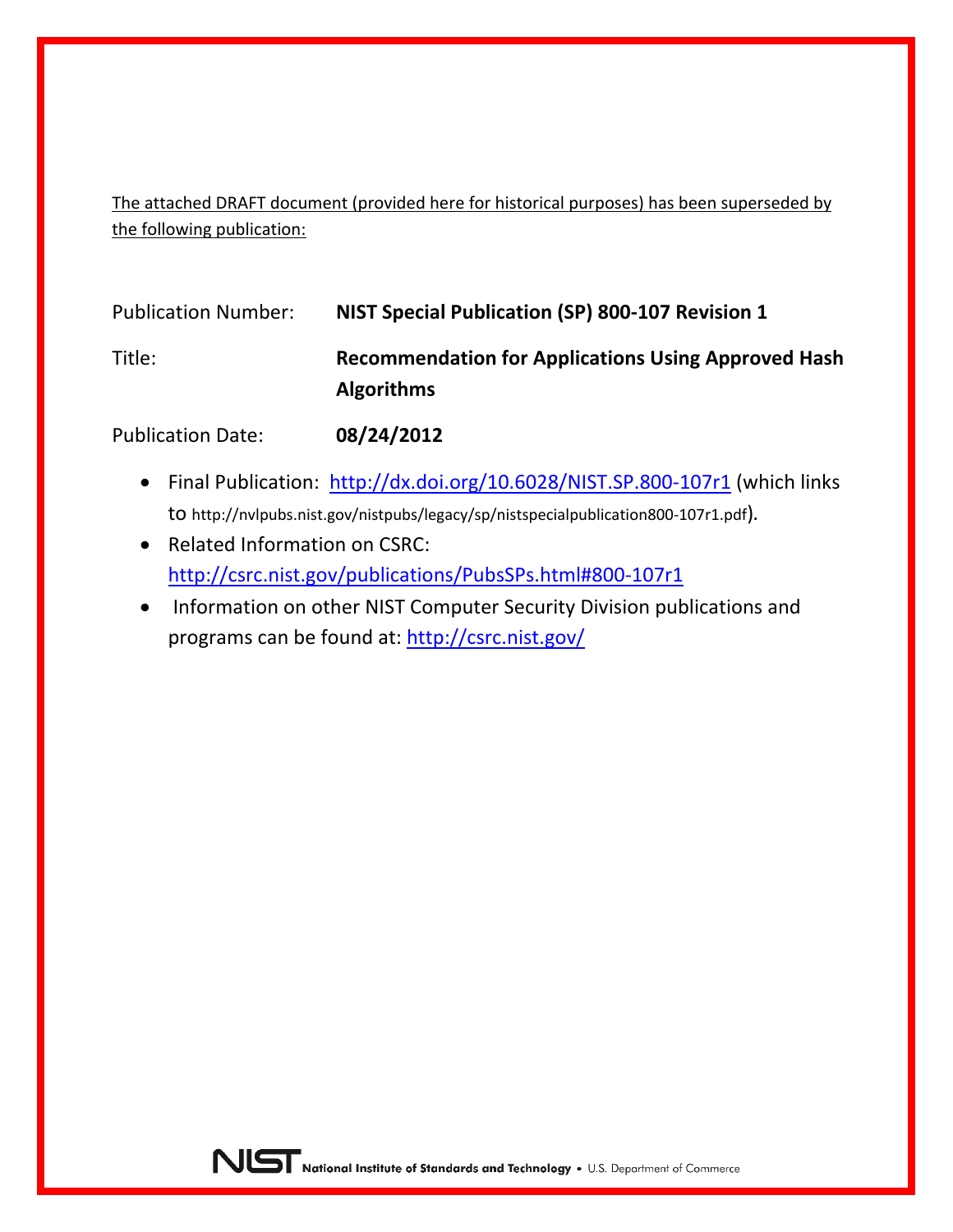The attached DRAFT document (provided here for historical purposes) has been superseded by the following publication:

| | |
|---|---|
| Publication Number: | **NIST Special Publication (SP) 800-107 Revision 1** |
| Title: | **Recommendation for Applications Using Approved Hash Algorithms** |
| Publication Date: | **08/24/2012** |

- Final Publication: http://dx.doi.org/10.6028/NIST.SP.800-107r1 (which links to http://nvlpubs.nist.gov/nistpubs/legacy/sp/nistspecialpublication800-107r1.pdf).
- Related Information on CSRC: http://csrc.nist.gov/publications/PubsSPs.html#800-107r1
- Information on other NIST Computer Security Division publications and programs can be found at: http://csrc.nist.gov/

NIST National Institute of Standards and Technology • U.S. Department of Commerce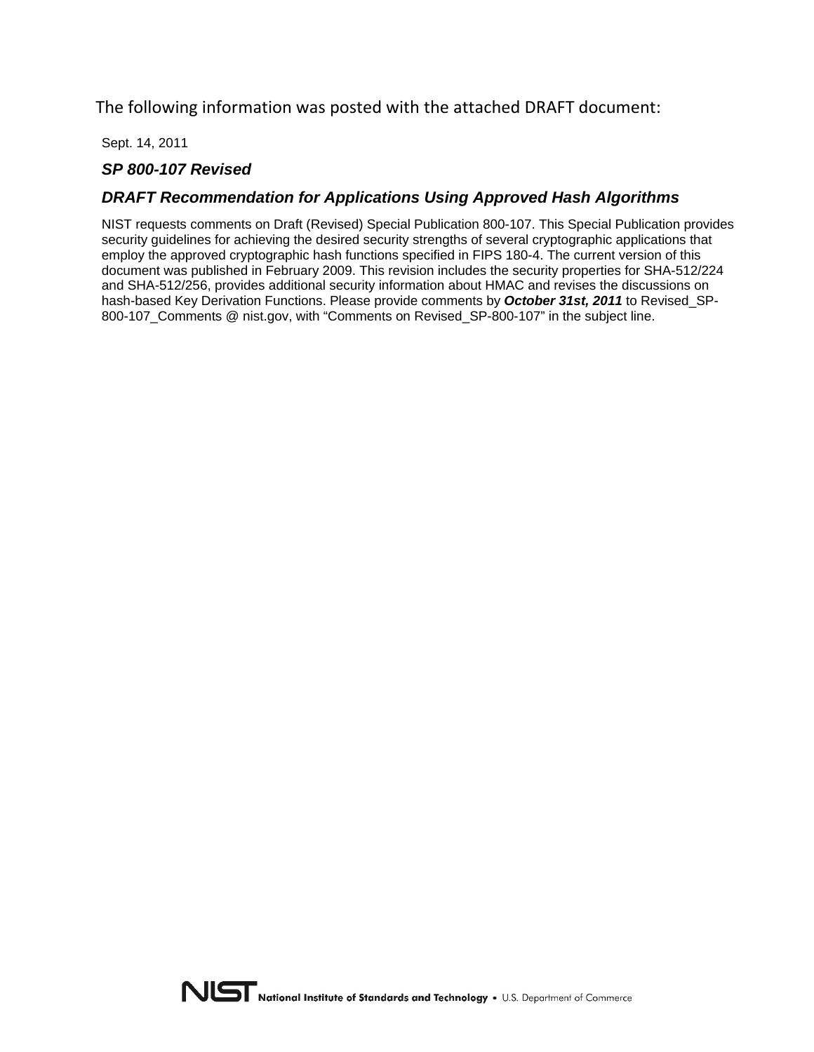The following information was posted with the attached DRAFT document:

Sept. 14, 2011

***SP 800-107 Revised***

***DRAFT Recommendation for Applications Using Approved Hash Algorithms***

NIST requests comments on Draft (Revised) Special Publication 800-107. This Special Publication provides security guidelines for achieving the desired security strengths of several cryptographic applications that employ the approved cryptographic hash functions specified in FIPS 180-4. The current version of this document was published in February 2009. This revision includes the security properties for SHA-512/224 and SHA-512/256, provides additional security information about HMAC and revises the discussions on hash-based Key Derivation Functions. Please provide comments by ***October 31st, 2011*** to Revised_SP-800-107_Comments @ nist.gov, with "Comments on Revised_SP-800-107" in the subject line.

NIST National Institute of Standards and Technology • U.S. Department of Commerce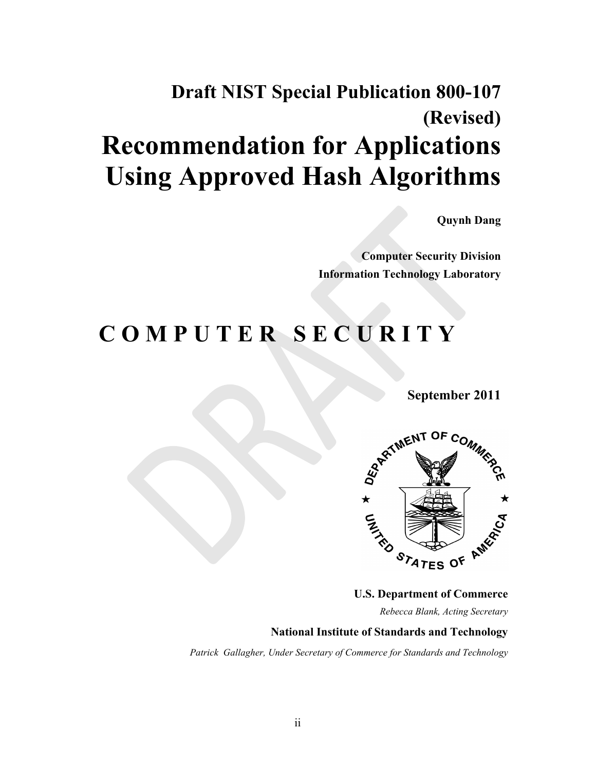# Draft NIST Special Publication 800-107 (Revised)

# Recommendation for Applications Using Approved Hash Algorithms

**Quynh Dang**

**Computer Security Division**
**Information Technology Laboratory**

# C O M P U T E R   S E C U R I T Y

**September 2011**

**U.S. Department of Commerce**

*Rebecca Blank, Acting Secretary*

**National Institute of Standards and Technology**

*Patrick Gallagher, Under Secretary of Commerce for Standards and Technology*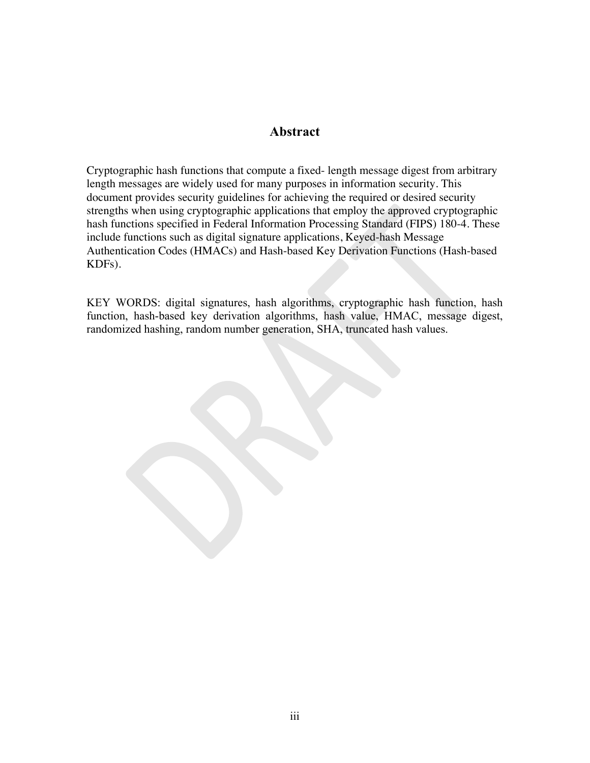# Abstract

Cryptographic hash functions that compute a fixed- length message digest from arbitrary length messages are widely used for many purposes in information security. This document provides security guidelines for achieving the required or desired security strengths when using cryptographic applications that employ the approved cryptographic hash functions specified in Federal Information Processing Standard (FIPS) 180-4. These include functions such as digital signature applications, Keyed-hash Message Authentication Codes (HMACs) and Hash-based Key Derivation Functions (Hash-based KDFs).

KEY WORDS: digital signatures, hash algorithms, cryptographic hash function, hash function, hash-based key derivation algorithms, hash value, HMAC, message digest, randomized hashing, random number generation, SHA, truncated hash values.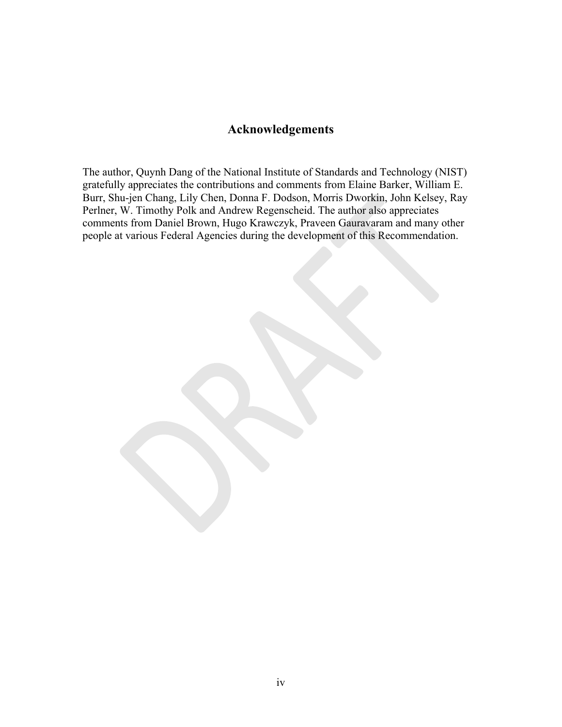## Acknowledgements

The author, Quynh Dang of the National Institute of Standards and Technology (NIST) gratefully appreciates the contributions and comments from Elaine Barker, William E. Burr, Shu-jen Chang, Lily Chen, Donna F. Dodson, Morris Dworkin, John Kelsey, Ray Perlner, W. Timothy Polk and Andrew Regenscheid. The author also appreciates comments from Daniel Brown, Hugo Krawczyk, Praveen Gauravaram and many other people at various Federal Agencies during the development of this Recommendation.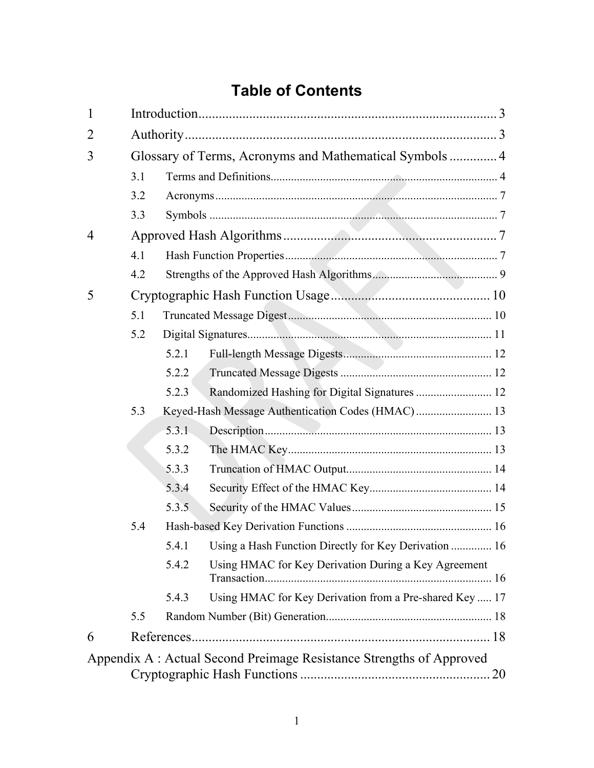# Table of Contents

| | | |
|---|---|---|
| 1 | Introduction | 3 |
| 2 | Authority | 3 |
| 3 | Glossary of Terms, Acronyms and Mathematical Symbols | 4 |
| 3.1 | Terms and Definitions | 4 |
| 3.2 | Acronyms | 7 |
| 3.3 | Symbols | 7 |
| 4 | Approved Hash Algorithms | 7 |
| 4.1 | Hash Function Properties | 7 |
| 4.2 | Strengths of the Approved Hash Algorithms | 9 |
| 5 | Cryptographic Hash Function Usage | 10 |
| 5.1 | Truncated Message Digest | 10 |
| 5.2 | Digital Signatures | 11 |
| 5.2.1 | Full-length Message Digests | 12 |
| 5.2.2 | Truncated Message Digests | 12 |
| 5.2.3 | Randomized Hashing for Digital Signatures | 12 |
| 5.3 | Keyed-Hash Message Authentication Codes (HMAC) | 13 |
| 5.3.1 | Description | 13 |
| 5.3.2 | The HMAC Key | 13 |
| 5.3.3 | Truncation of HMAC Output | 14 |
| 5.3.4 | Security Effect of the HMAC Key | 14 |
| 5.3.5 | Security of the HMAC Values | 15 |
| 5.4 | Hash-based Key Derivation Functions | 16 |
| 5.4.1 | Using a Hash Function Directly for Key Derivation | 16 |
| 5.4.2 | Using HMAC for Key Derivation During a Key Agreement Transaction | 16 |
| 5.4.3 | Using HMAC for Key Derivation from a Pre-shared Key | 17 |
| 5.5 | Random Number (Bit) Generation | 18 |
| 6 | References | 18 |
| Appendix A | Actual Second Preimage Resistance Strengths of Approved Cryptographic Hash Functions | 20 |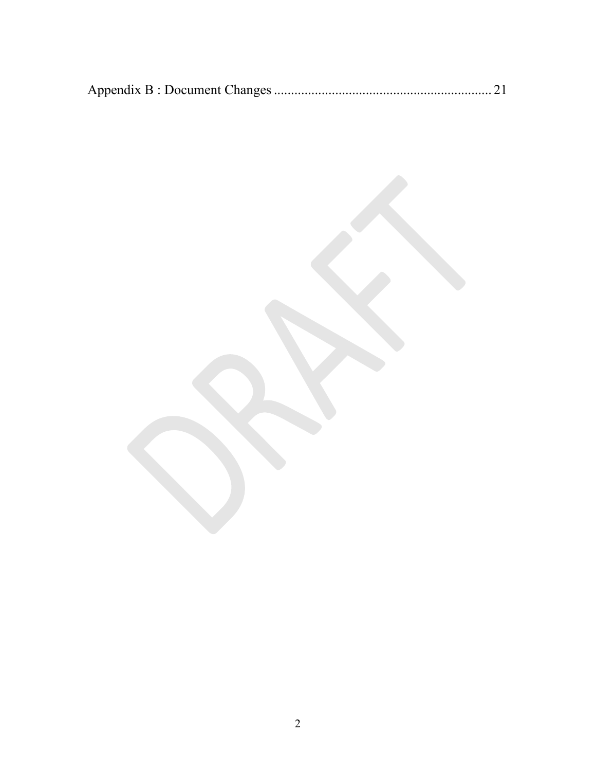Appendix B : Document Changes ................................................................ 21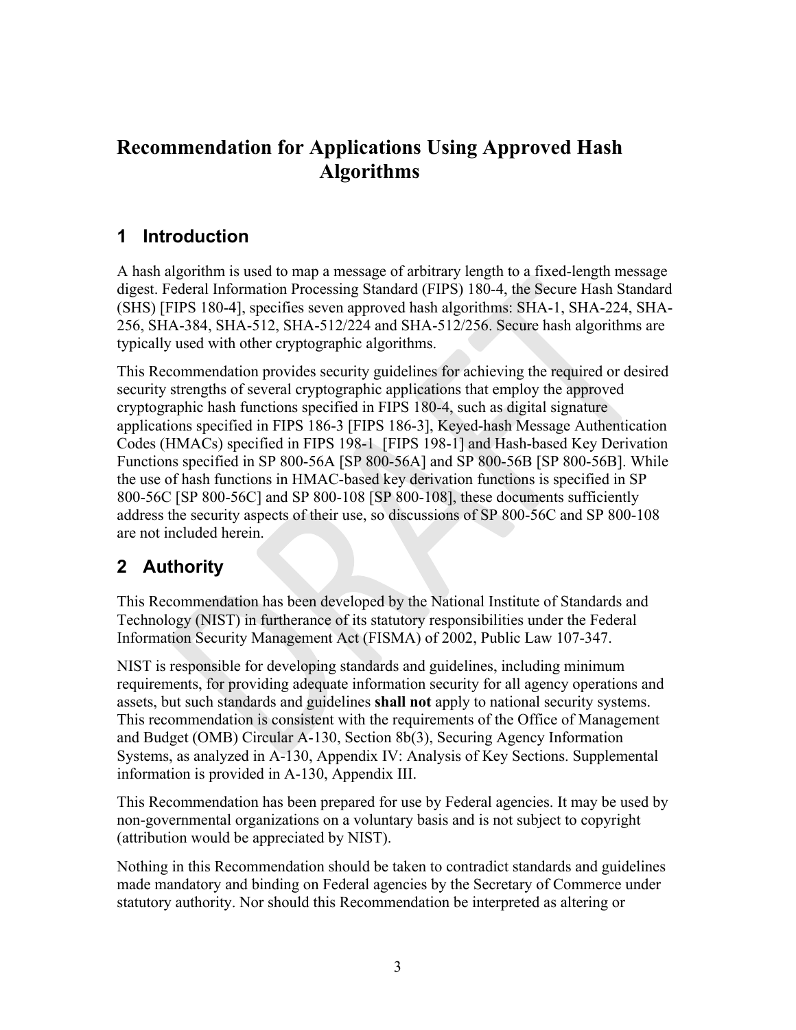# Recommendation for Applications Using Approved Hash Algorithms

## 1 Introduction

A hash algorithm is used to map a message of arbitrary length to a fixed-length message digest. Federal Information Processing Standard (FIPS) 180-4, the Secure Hash Standard (SHS) [FIPS 180-4], specifies seven approved hash algorithms: SHA-1, SHA-224, SHA-256, SHA-384, SHA-512, SHA-512/224 and SHA-512/256. Secure hash algorithms are typically used with other cryptographic algorithms.

This Recommendation provides security guidelines for achieving the required or desired security strengths of several cryptographic applications that employ the approved cryptographic hash functions specified in FIPS 180-4, such as digital signature applications specified in FIPS 186-3 [FIPS 186-3], Keyed-hash Message Authentication Codes (HMACs) specified in FIPS 198-1 [FIPS 198-1] and Hash-based Key Derivation Functions specified in SP 800-56A [SP 800-56A] and SP 800-56B [SP 800-56B]. While the use of hash functions in HMAC-based key derivation functions is specified in SP 800-56C [SP 800-56C] and SP 800-108 [SP 800-108], these documents sufficiently address the security aspects of their use, so discussions of SP 800-56C and SP 800-108 are not included herein.

## 2 Authority

This Recommendation has been developed by the National Institute of Standards and Technology (NIST) in furtherance of its statutory responsibilities under the Federal Information Security Management Act (FISMA) of 2002, Public Law 107-347.

NIST is responsible for developing standards and guidelines, including minimum requirements, for providing adequate information security for all agency operations and assets, but such standards and guidelines **shall not** apply to national security systems. This recommendation is consistent with the requirements of the Office of Management and Budget (OMB) Circular A-130, Section 8b(3), Securing Agency Information Systems, as analyzed in A-130, Appendix IV: Analysis of Key Sections. Supplemental information is provided in A-130, Appendix III.

This Recommendation has been prepared for use by Federal agencies. It may be used by non-governmental organizations on a voluntary basis and is not subject to copyright (attribution would be appreciated by NIST).

Nothing in this Recommendation should be taken to contradict standards and guidelines made mandatory and binding on Federal agencies by the Secretary of Commerce under statutory authority. Nor should this Recommendation be interpreted as altering or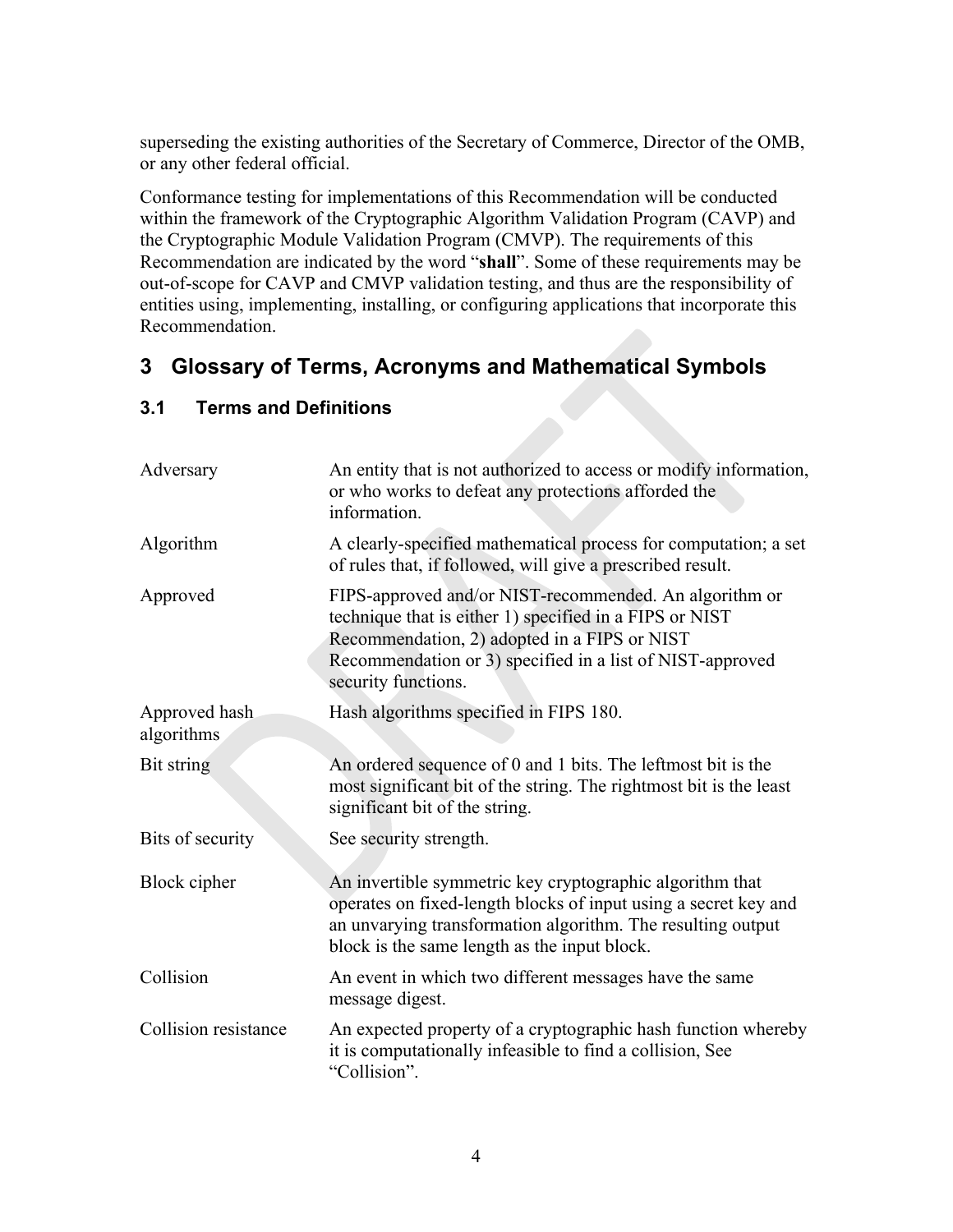superseding the existing authorities of the Secretary of Commerce, Director of the OMB, or any other federal official.

Conformance testing for implementations of this Recommendation will be conducted within the framework of the Cryptographic Algorithm Validation Program (CAVP) and the Cryptographic Module Validation Program (CMVP). The requirements of this Recommendation are indicated by the word "**shall**". Some of these requirements may be out-of-scope for CAVP and CMVP validation testing, and thus are the responsibility of entities using, implementing, installing, or configuring applications that incorporate this Recommendation.

# 3 Glossary of Terms, Acronyms and Mathematical Symbols

## 3.1 Terms and Definitions

| | |
|---|---|
| Adversary | An entity that is not authorized to access or modify information, or who works to defeat any protections afforded the information. |
| Algorithm | A clearly-specified mathematical process for computation; a set of rules that, if followed, will give a prescribed result. |
| Approved | FIPS-approved and/or NIST-recommended. An algorithm or technique that is either 1) specified in a FIPS or NIST Recommendation, 2) adopted in a FIPS or NIST Recommendation or 3) specified in a list of NIST-approved security functions. |
| Approved hash algorithms | Hash algorithms specified in FIPS 180. |
| Bit string | An ordered sequence of 0 and 1 bits. The leftmost bit is the most significant bit of the string. The rightmost bit is the least significant bit of the string. |
| Bits of security | See security strength. |
| Block cipher | An invertible symmetric key cryptographic algorithm that operates on fixed-length blocks of input using a secret key and an unvarying transformation algorithm. The resulting output block is the same length as the input block. |
| Collision | An event in which two different messages have the same message digest. |
| Collision resistance | An expected property of a cryptographic hash function whereby it is computationally infeasible to find a collision, See "Collision". |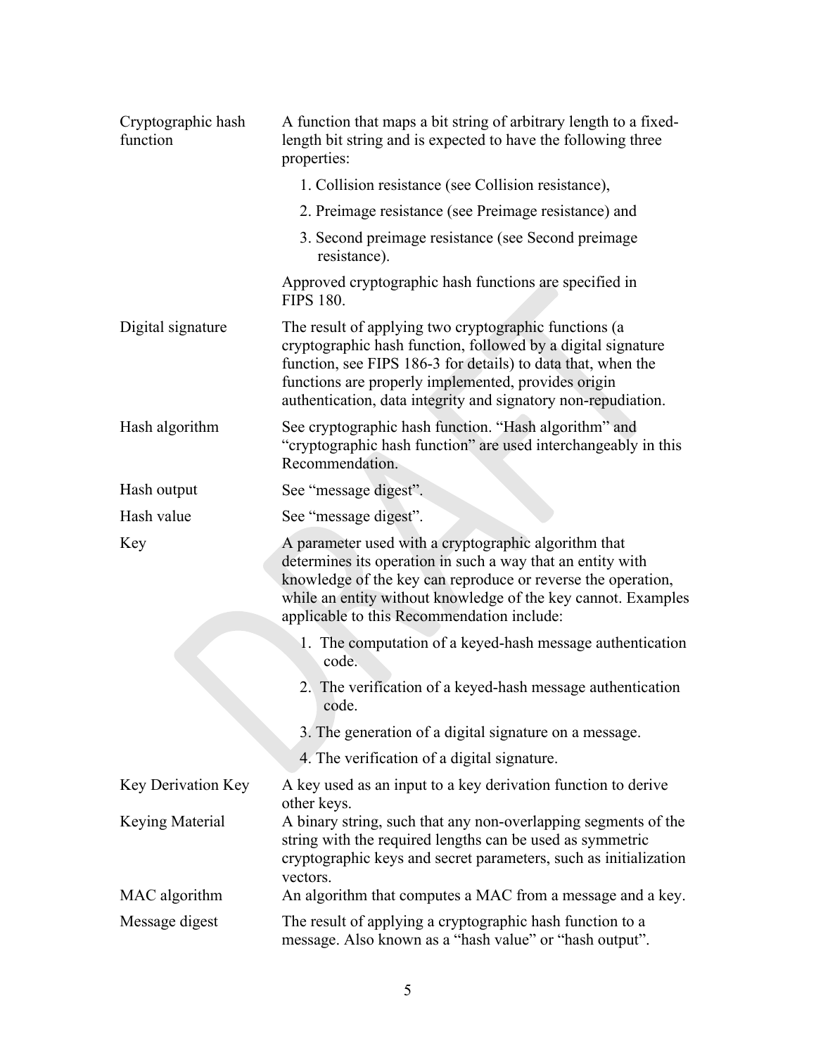| | |
|---|---|
| Cryptographic hash function | A function that maps a bit string of arbitrary length to a fixed-length bit string and is expected to have the following three properties:<br>1. Collision resistance (see Collision resistance),<br>2. Preimage resistance (see Preimage resistance) and<br>3. Second preimage resistance (see Second preimage resistance).<br>Approved cryptographic hash functions are specified in FIPS 180. |
| Digital signature | The result of applying two cryptographic functions (a cryptographic hash function, followed by a digital signature function, see FIPS 186-3 for details) to data that, when the functions are properly implemented, provides origin authentication, data integrity and signatory non-repudiation. |
| Hash algorithm | See cryptographic hash function. “Hash algorithm” and “cryptographic hash function” are used interchangeably in this Recommendation. |
| Hash output | See “message digest”. |
| Hash value | See “message digest”. |
| Key | A parameter used with a cryptographic algorithm that determines its operation in such a way that an entity with knowledge of the key can reproduce or reverse the operation, while an entity without knowledge of the key cannot. Examples applicable to this Recommendation include:<br>1. The computation of a keyed-hash message authentication code.<br>2. The verification of a keyed-hash message authentication code.<br>3. The generation of a digital signature on a message.<br>4. The verification of a digital signature. |
| Key Derivation Key | A key used as an input to a key derivation function to derive other keys. |
| Keying Material | A binary string, such that any non-overlapping segments of the string with the required lengths can be used as symmetric cryptographic keys and secret parameters, such as initialization vectors. |
| MAC algorithm | An algorithm that computes a MAC from a message and a key. |
| Message digest | The result of applying a cryptographic hash function to a message. Also known as a “hash value” or “hash output”. |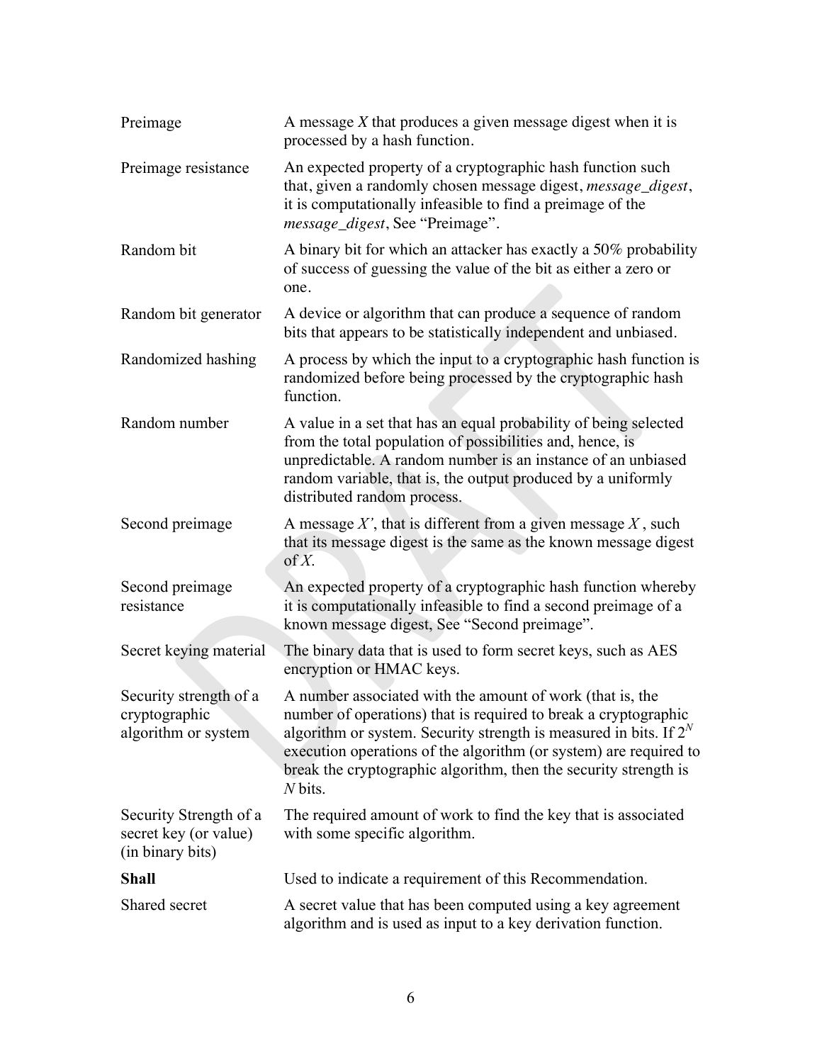| | |
|---|---|
| Preimage | A message *X* that produces a given message digest when it is processed by a hash function. |
| Preimage resistance | An expected property of a cryptographic hash function such that, given a randomly chosen message digest, *message_digest*, it is computationally infeasible to find a preimage of the *message_digest*, See "Preimage". |
| Random bit | A binary bit for which an attacker has exactly a 50% probability of success of guessing the value of the bit as either a zero or one. |
| Random bit generator | A device or algorithm that can produce a sequence of random bits that appears to be statistically independent and unbiased. |
| Randomized hashing | A process by which the input to a cryptographic hash function is randomized before being processed by the cryptographic hash function. |
| Random number | A value in a set that has an equal probability of being selected from the total population of possibilities and, hence, is unpredictable. A random number is an instance of an unbiased random variable, that is, the output produced by a uniformly distributed random process. |
| Second preimage | A message *X'*, that is different from a given message *X* , such that its message digest is the same as the known message digest of *X*. |
| Second preimage resistance | An expected property of a cryptographic hash function whereby it is computationally infeasible to find a second preimage of a known message digest, See "Second preimage". |
| Secret keying material | The binary data that is used to form secret keys, such as AES encryption or HMAC keys. |
| Security strength of a cryptographic algorithm or system | A number associated with the amount of work (that is, the number of operations) that is required to break a cryptographic algorithm or system. Security strength is measured in bits. If $2^N$ execution operations of the algorithm (or system) are required to break the cryptographic algorithm, then the security strength is *N* bits. |
| Security Strength of a secret key (or value) (in binary bits) | The required amount of work to find the key that is associated with some specific algorithm. |
| **Shall** | Used to indicate a requirement of this Recommendation. |
| Shared secret | A secret value that has been computed using a key agreement algorithm and is used as input to a key derivation function. |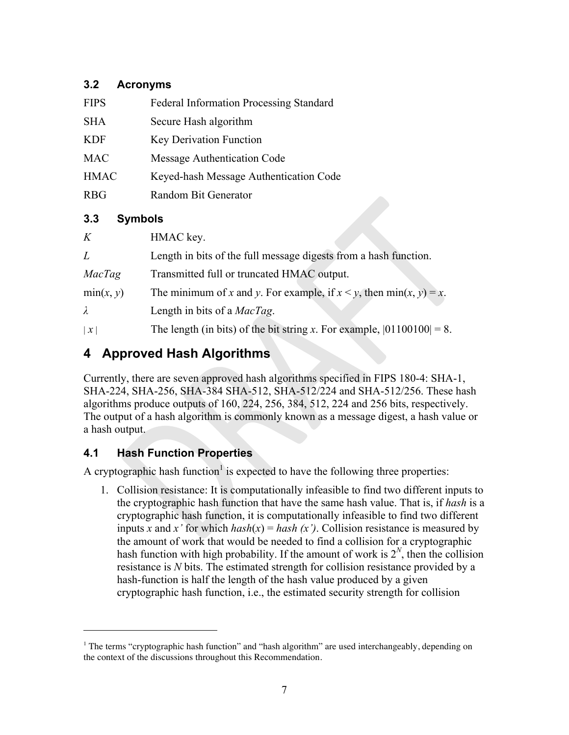### 3.2 Acronyms

| | |
|---|---|
| FIPS | Federal Information Processing Standard |
| SHA | Secure Hash algorithm |
| KDF | Key Derivation Function |
| MAC | Message Authentication Code |
| HMAC | Keyed-hash Message Authentication Code |
| RBG | Random Bit Generator |

### 3.3 Symbols

| | |
|---|---|
| $K$ | HMAC key. |
| $L$ | Length in bits of the full message digests from a hash function. |
| *MacTag* | Transmitted full or truncated HMAC output. |
| $\min(x, y)$ | The minimum of $x$ and $y$. For example, if $x < y$, then $\min(x, y) = x$. |
| $\lambda$ | Length in bits of a *MacTag*. |
| $\lvert x \rvert$ | The length (in bits) of the bit string $x$. For example, $\lvert 01100100 \rvert = 8$. |

## 4 Approved Hash Algorithms

Currently, there are seven approved hash algorithms specified in FIPS 180-4: SHA-1, SHA-224, SHA-256, SHA-384 SHA-512, SHA-512/224 and SHA-512/256. These hash algorithms produce outputs of 160, 224, 256, 384, 512, 224 and 256 bits, respectively. The output of a hash algorithm is commonly known as a message digest, a hash value or a hash output.

### 4.1 Hash Function Properties

A cryptographic hash function[1] is expected to have the following three properties:

1. Collision resistance: It is computationally infeasible to find two different inputs to the cryptographic hash function that have the same hash value. That is, if *hash* is a cryptographic hash function, it is computationally infeasible to find two different inputs $x$ and $x'$ for which $hash(x) = hash(x')$. Collision resistance is measured by the amount of work that would be needed to find a collision for a cryptographic hash function with high probability. If the amount of work is $2^N$, then the collision resistance is $N$ bits. The estimated strength for collision resistance provided by a hash-function is half the length of the hash value produced by a given cryptographic hash function, i.e., the estimated security strength for collision

---

[1] The terms "cryptographic hash function" and "hash algorithm" are used interchangeably, depending on the context of the discussions throughout this Recommendation.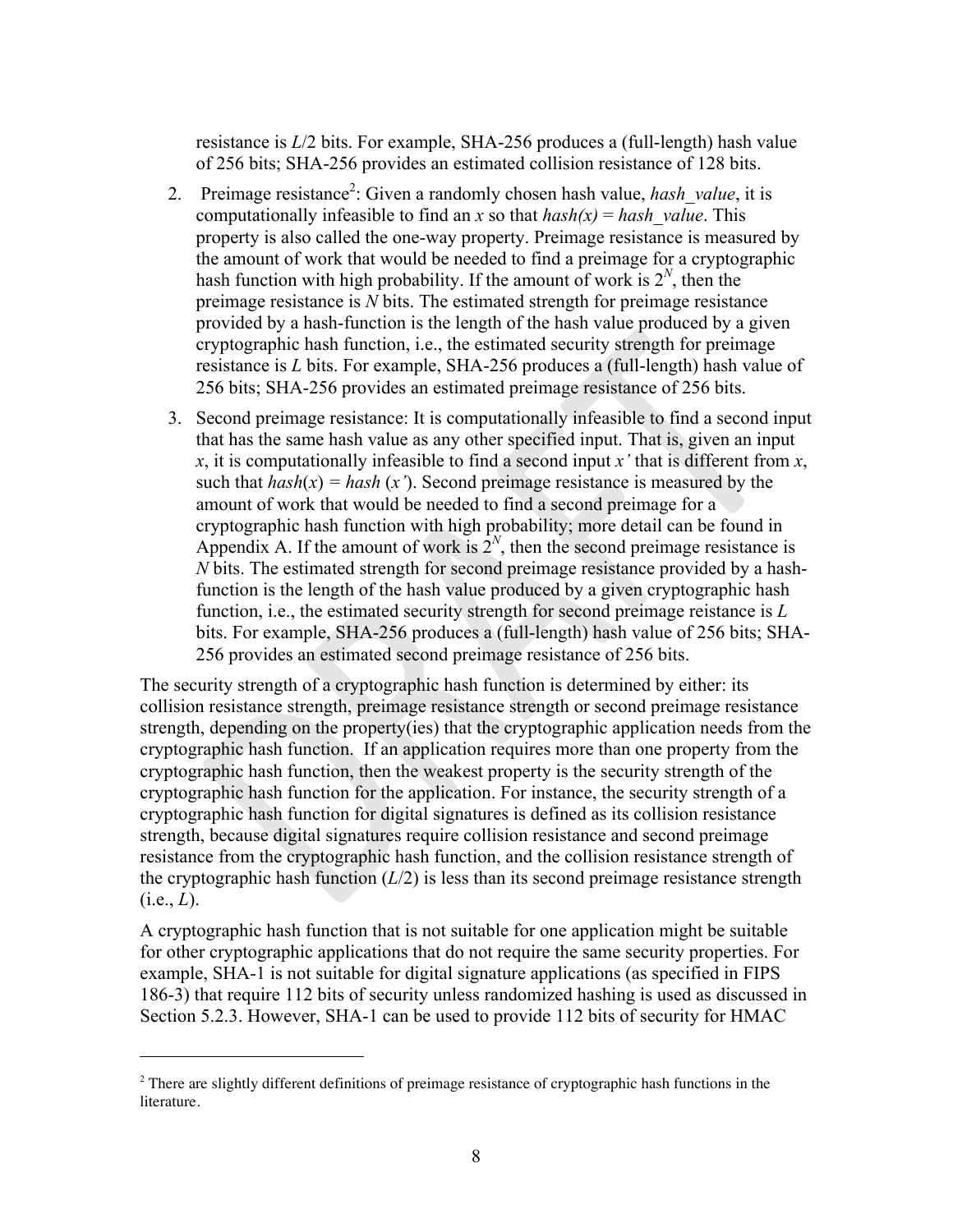resistance is $L/2$ bits. For example, SHA-256 produces a (full-length) hash value of 256 bits; SHA-256 provides an estimated collision resistance of 128 bits.

2. Preimage resistance[2]: Given a randomly chosen hash value, *hash_value*, it is computationally infeasible to find an $x$ so that $hash(x) = hash\_value$. This property is also called the one-way property. Preimage resistance is measured by the amount of work that would be needed to find a preimage for a cryptographic hash function with high probability. If the amount of work is $2^N$, then the preimage resistance is $N$ bits. The estimated strength for preimage resistance provided by a hash-function is the length of the hash value produced by a given cryptographic hash function, i.e., the estimated security strength for preimage resistance is $L$ bits. For example, SHA-256 produces a (full-length) hash value of 256 bits; SHA-256 provides an estimated preimage resistance of 256 bits.

3. Second preimage resistance: It is computationally infeasible to find a second input that has the same hash value as any other specified input. That is, given an input $x$, it is computationally infeasible to find a second input $x'$ that is different from $x$, such that $hash(x) = hash(x')$. Second preimage resistance is measured by the amount of work that would be needed to find a second preimage for a cryptographic hash function with high probability; more detail can be found in Appendix A. If the amount of work is $2^N$, then the second preimage resistance is $N$ bits. The estimated strength for second preimage resistance provided by a hash-function is the length of the hash value produced by a given cryptographic hash function, i.e., the estimated security strength for second preimage reistance is $L$ bits. For example, SHA-256 produces a (full-length) hash value of 256 bits; SHA-256 provides an estimated second preimage resistance of 256 bits.

The security strength of a cryptographic hash function is determined by either: its collision resistance strength, preimage resistance strength or second preimage resistance strength, depending on the property(ies) that the cryptographic application needs from the cryptographic hash function. If an application requires more than one property from the cryptographic hash function, then the weakest property is the security strength of the cryptographic hash function for the application. For instance, the security strength of a cryptographic hash function for digital signatures is defined as its collision resistance strength, because digital signatures require collision resistance and second preimage resistance from the cryptographic hash function, and the collision resistance strength of the cryptographic hash function ($L/2$) is less than its second preimage resistance strength (i.e., $L$).

A cryptographic hash function that is not suitable for one application might be suitable for other cryptographic applications that do not require the same security properties. For example, SHA-1 is not suitable for digital signature applications (as specified in FIPS 186-3) that require 112 bits of security unless randomized hashing is used as discussed in Section 5.2.3. However, SHA-1 can be used to provide 112 bits of security for HMAC

[2] There are slightly different definitions of preimage resistance of cryptographic hash functions in the literature.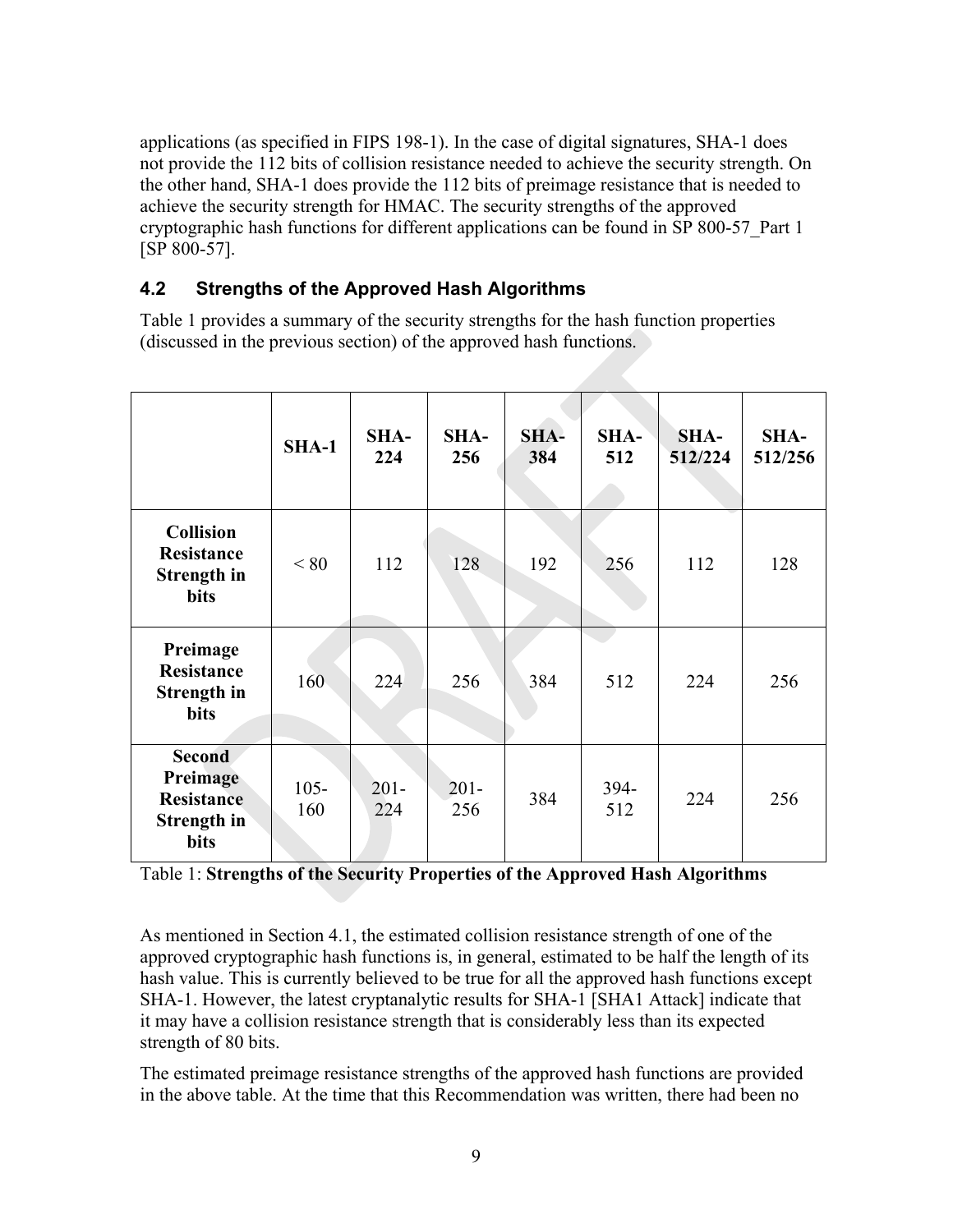applications (as specified in FIPS 198-1). In the case of digital signatures, SHA-1 does not provide the 112 bits of collision resistance needed to achieve the security strength. On the other hand, SHA-1 does provide the 112 bits of preimage resistance that is needed to achieve the security strength for HMAC. The security strengths of the approved cryptographic hash functions for different applications can be found in SP 800-57_Part 1 [SP 800-57].

## 4.2 Strengths of the Approved Hash Algorithms

Table 1 provides a summary of the security strengths for the hash function properties (discussed in the previous section) of the approved hash functions.

| | **SHA-1** | **SHA-224** | **SHA-256** | **SHA-384** | **SHA-512** | **SHA-512/224** | **SHA-512/256** |
|---|---|---|---|---|---|---|---|
| **Collision Resistance Strength in bits** | < 80 | 112 | 128 | 192 | 256 | 112 | 128 |
| **Preimage Resistance Strength in bits** | 160 | 224 | 256 | 384 | 512 | 224 | 256 |
| **Second Preimage Resistance Strength in bits** | 105-160 | 201-224 | 201-256 | 384 | 394-512 | 224 | 256 |

Table 1: **Strengths of the Security Properties of the Approved Hash Algorithms**

As mentioned in Section 4.1, the estimated collision resistance strength of one of the approved cryptographic hash functions is, in general, estimated to be half the length of its hash value. This is currently believed to be true for all the approved hash functions except SHA-1. However, the latest cryptanalytic results for SHA-1 [SHA1 Attack] indicate that it may have a collision resistance strength that is considerably less than its expected strength of 80 bits.

The estimated preimage resistance strengths of the approved hash functions are provided in the above table. At the time that this Recommendation was written, there had been no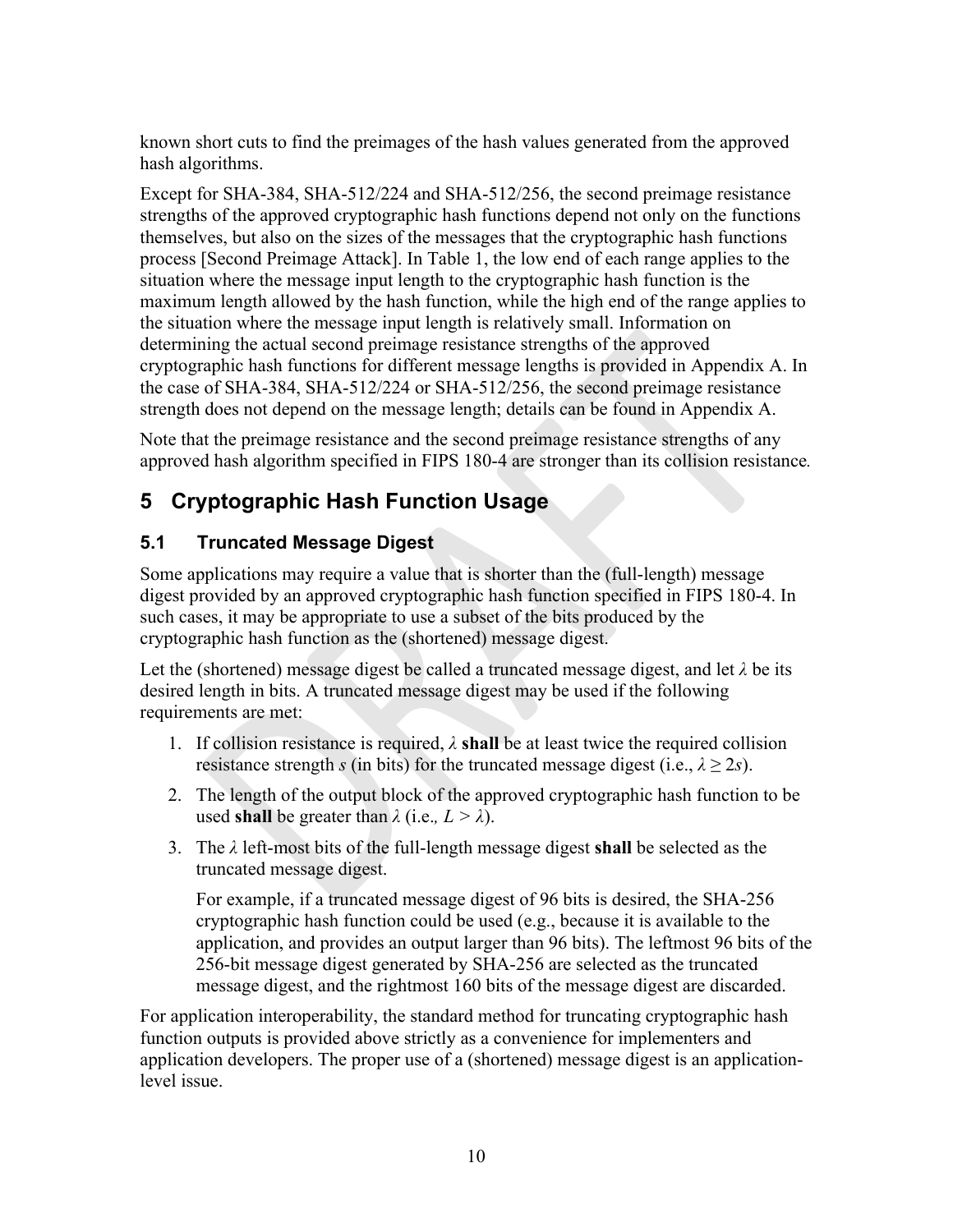known short cuts to find the preimages of the hash values generated from the approved hash algorithms.

Except for SHA-384, SHA-512/224 and SHA-512/256, the second preimage resistance strengths of the approved cryptographic hash functions depend not only on the functions themselves, but also on the sizes of the messages that the cryptographic hash functions process [Second Preimage Attack]. In Table 1, the low end of each range applies to the situation where the message input length to the cryptographic hash function is the maximum length allowed by the hash function, while the high end of the range applies to the situation where the message input length is relatively small. Information on determining the actual second preimage resistance strengths of the approved cryptographic hash functions for different message lengths is provided in Appendix A. In the case of SHA-384, SHA-512/224 or SHA-512/256, the second preimage resistance strength does not depend on the message length; details can be found in Appendix A.

Note that the preimage resistance and the second preimage resistance strengths of any approved hash algorithm specified in FIPS 180-4 are stronger than its collision resistance.

# 5 Cryptographic Hash Function Usage

## 5.1 Truncated Message Digest

Some applications may require a value that is shorter than the (full-length) message digest provided by an approved cryptographic hash function specified in FIPS 180-4. In such cases, it may be appropriate to use a subset of the bits produced by the cryptographic hash function as the (shortened) message digest.

Let the (shortened) message digest be called a truncated message digest, and let $\lambda$ be its desired length in bits. A truncated message digest may be used if the following requirements are met:

1. If collision resistance is required, $\lambda$ **shall** be at least twice the required collision resistance strength $s$ (in bits) for the truncated message digest (i.e., $\lambda \geq 2s$).
2. The length of the output block of the approved cryptographic hash function to be used **shall** be greater than $\lambda$ (i.e., $L > \lambda$).
3. The $\lambda$ left-most bits of the full-length message digest **shall** be selected as the truncated message digest.

   For example, if a truncated message digest of 96 bits is desired, the SHA-256 cryptographic hash function could be used (e.g., because it is available to the application, and provides an output larger than 96 bits). The leftmost 96 bits of the 256-bit message digest generated by SHA-256 are selected as the truncated message digest, and the rightmost 160 bits of the message digest are discarded.

For application interoperability, the standard method for truncating cryptographic hash function outputs is provided above strictly as a convenience for implementers and application developers. The proper use of a (shortened) message digest is an application-level issue.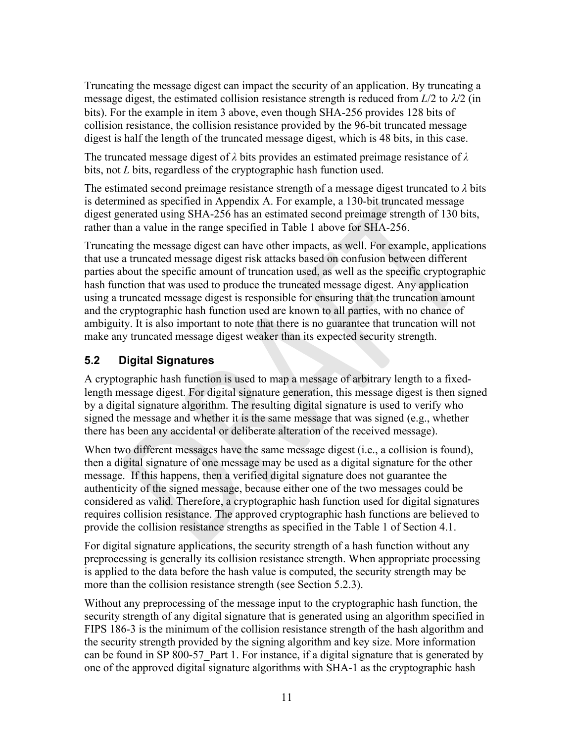Truncating the message digest can impact the security of an application. By truncating a message digest, the estimated collision resistance strength is reduced from $L/2$ to $\lambda/2$ (in bits). For the example in item 3 above, even though SHA-256 provides 128 bits of collision resistance, the collision resistance provided by the 96-bit truncated message digest is half the length of the truncated message digest, which is 48 bits, in this case.

The truncated message digest of $\lambda$ bits provides an estimated preimage resistance of $\lambda$ bits, not $L$ bits, regardless of the cryptographic hash function used.

The estimated second preimage resistance strength of a message digest truncated to $\lambda$ bits is determined as specified in Appendix A. For example, a 130-bit truncated message digest generated using SHA-256 has an estimated second preimage strength of 130 bits, rather than a value in the range specified in Table 1 above for SHA-256.

Truncating the message digest can have other impacts, as well. For example, applications that use a truncated message digest risk attacks based on confusion between different parties about the specific amount of truncation used, as well as the specific cryptographic hash function that was used to produce the truncated message digest. Any application using a truncated message digest is responsible for ensuring that the truncation amount and the cryptographic hash function used are known to all parties, with no chance of ambiguity. It is also important to note that there is no guarantee that truncation will not make any truncated message digest weaker than its expected security strength.

## 5.2 Digital Signatures

A cryptographic hash function is used to map a message of arbitrary length to a fixed-length message digest. For digital signature generation, this message digest is then signed by a digital signature algorithm. The resulting digital signature is used to verify who signed the message and whether it is the same message that was signed (e.g., whether there has been any accidental or deliberate alteration of the received message).

When two different messages have the same message digest (i.e., a collision is found), then a digital signature of one message may be used as a digital signature for the other message. If this happens, then a verified digital signature does not guarantee the authenticity of the signed message, because either one of the two messages could be considered as valid. Therefore, a cryptographic hash function used for digital signatures requires collision resistance. The approved cryptographic hash functions are believed to provide the collision resistance strengths as specified in the Table 1 of Section 4.1.

For digital signature applications, the security strength of a hash function without any preprocessing is generally its collision resistance strength. When appropriate processing is applied to the data before the hash value is computed, the security strength may be more than the collision resistance strength (see Section 5.2.3).

Without any preprocessing of the message input to the cryptographic hash function, the security strength of any digital signature that is generated using an algorithm specified in FIPS 186-3 is the minimum of the collision resistance strength of the hash algorithm and the security strength provided by the signing algorithm and key size. More information can be found in SP 800-57_Part 1. For instance, if a digital signature that is generated by one of the approved digital signature algorithms with SHA-1 as the cryptographic hash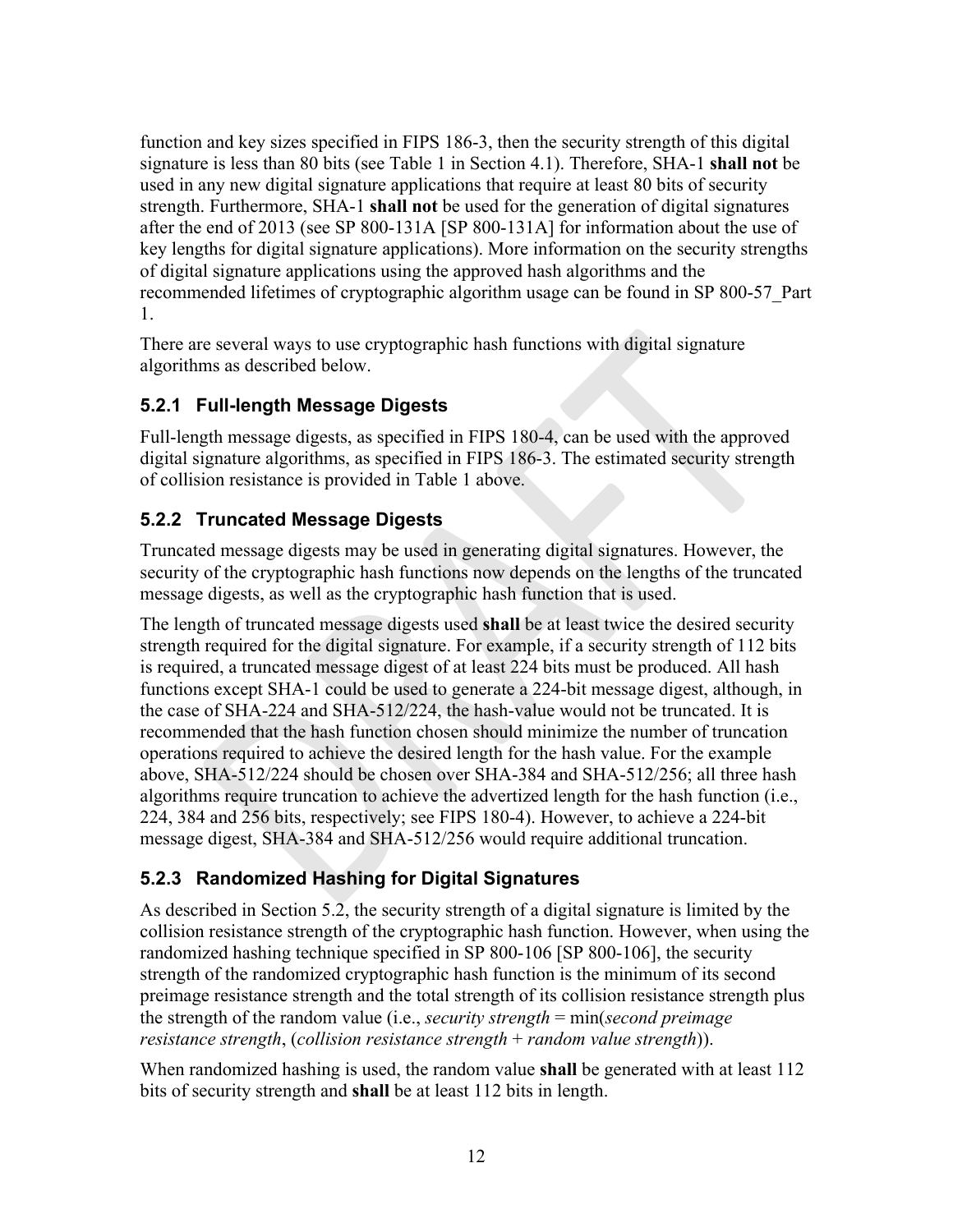function and key sizes specified in FIPS 186-3, then the security strength of this digital signature is less than 80 bits (see Table 1 in Section 4.1). Therefore, SHA-1 **shall not** be used in any new digital signature applications that require at least 80 bits of security strength. Furthermore, SHA-1 **shall not** be used for the generation of digital signatures after the end of 2013 (see SP 800-131A [SP 800-131A] for information about the use of key lengths for digital signature applications). More information on the security strengths of digital signature applications using the approved hash algorithms and the recommended lifetimes of cryptographic algorithm usage can be found in SP 800-57_Part 1.

There are several ways to use cryptographic hash functions with digital signature algorithms as described below.

### 5.2.1 Full-length Message Digests

Full-length message digests, as specified in FIPS 180-4, can be used with the approved digital signature algorithms, as specified in FIPS 186-3. The estimated security strength of collision resistance is provided in Table 1 above.

### 5.2.2 Truncated Message Digests

Truncated message digests may be used in generating digital signatures. However, the security of the cryptographic hash functions now depends on the lengths of the truncated message digests, as well as the cryptographic hash function that is used.

The length of truncated message digests used **shall** be at least twice the desired security strength required for the digital signature. For example, if a security strength of 112 bits is required, a truncated message digest of at least 224 bits must be produced. All hash functions except SHA-1 could be used to generate a 224-bit message digest, although, in the case of SHA-224 and SHA-512/224, the hash-value would not be truncated. It is recommended that the hash function chosen should minimize the number of truncation operations required to achieve the desired length for the hash value. For the example above, SHA-512/224 should be chosen over SHA-384 and SHA-512/256; all three hash algorithms require truncation to achieve the advertized length for the hash function (i.e., 224, 384 and 256 bits, respectively; see FIPS 180-4). However, to achieve a 224-bit message digest, SHA-384 and SHA-512/256 would require additional truncation.

### 5.2.3 Randomized Hashing for Digital Signatures

As described in Section 5.2, the security strength of a digital signature is limited by the collision resistance strength of the cryptographic hash function. However, when using the randomized hashing technique specified in SP 800-106 [SP 800-106], the security strength of the randomized cryptographic hash function is the minimum of its second preimage resistance strength and the total strength of its collision resistance strength plus the strength of the random value (i.e., *security strength* = min(*second preimage resistance strength*, (*collision resistance strength* + *random value strength*)).

When randomized hashing is used, the random value **shall** be generated with at least 112 bits of security strength and **shall** be at least 112 bits in length.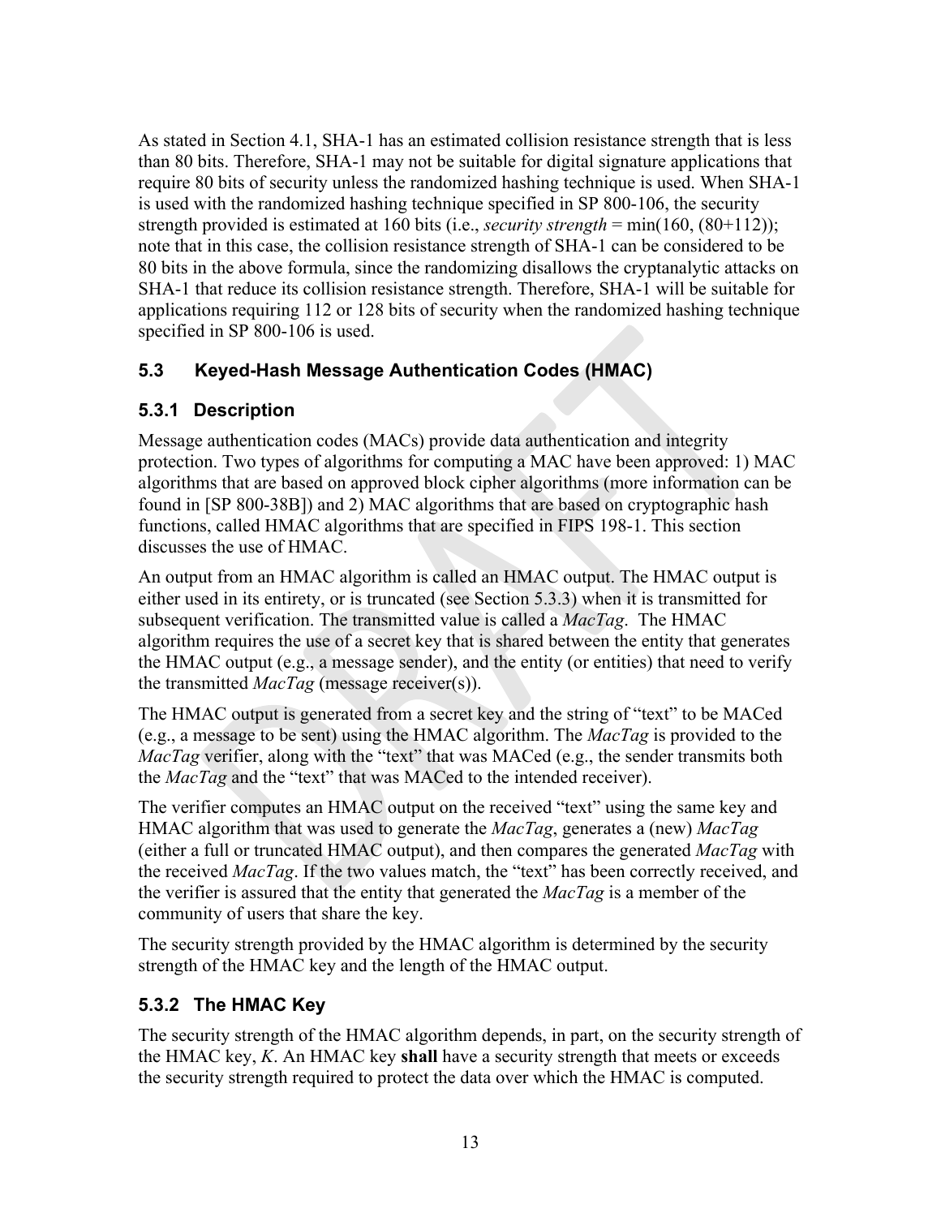As stated in Section 4.1, SHA-1 has an estimated collision resistance strength that is less than 80 bits. Therefore, SHA-1 may not be suitable for digital signature applications that require 80 bits of security unless the randomized hashing technique is used. When SHA-1 is used with the randomized hashing technique specified in SP 800-106, the security strength provided is estimated at 160 bits (i.e., *security strength* = min(160, (80+112)); note that in this case, the collision resistance strength of SHA-1 can be considered to be 80 bits in the above formula, since the randomizing disallows the cryptanalytic attacks on SHA-1 that reduce its collision resistance strength. Therefore, SHA-1 will be suitable for applications requiring 112 or 128 bits of security when the randomized hashing technique specified in SP 800-106 is used.

## 5.3 Keyed-Hash Message Authentication Codes (HMAC)

### 5.3.1 Description

Message authentication codes (MACs) provide data authentication and integrity protection. Two types of algorithms for computing a MAC have been approved: 1) MAC algorithms that are based on approved block cipher algorithms (more information can be found in [SP 800-38B]) and 2) MAC algorithms that are based on cryptographic hash functions, called HMAC algorithms that are specified in FIPS 198-1. This section discusses the use of HMAC.

An output from an HMAC algorithm is called an HMAC output. The HMAC output is either used in its entirety, or is truncated (see Section 5.3.3) when it is transmitted for subsequent verification. The transmitted value is called a *MacTag*. The HMAC algorithm requires the use of a secret key that is shared between the entity that generates the HMAC output (e.g., a message sender), and the entity (or entities) that need to verify the transmitted *MacTag* (message receiver(s)).

The HMAC output is generated from a secret key and the string of "text" to be MACed (e.g., a message to be sent) using the HMAC algorithm. The *MacTag* is provided to the *MacTag* verifier, along with the "text" that was MACed (e.g., the sender transmits both the *MacTag* and the "text" that was MACed to the intended receiver).

The verifier computes an HMAC output on the received "text" using the same key and HMAC algorithm that was used to generate the *MacTag*, generates a (new) *MacTag* (either a full or truncated HMAC output), and then compares the generated *MacTag* with the received *MacTag*. If the two values match, the "text" has been correctly received, and the verifier is assured that the entity that generated the *MacTag* is a member of the community of users that share the key.

The security strength provided by the HMAC algorithm is determined by the security strength of the HMAC key and the length of the HMAC output.

### 5.3.2 The HMAC Key

The security strength of the HMAC algorithm depends, in part, on the security strength of the HMAC key, *K*. An HMAC key **shall** have a security strength that meets or exceeds the security strength required to protect the data over which the HMAC is computed.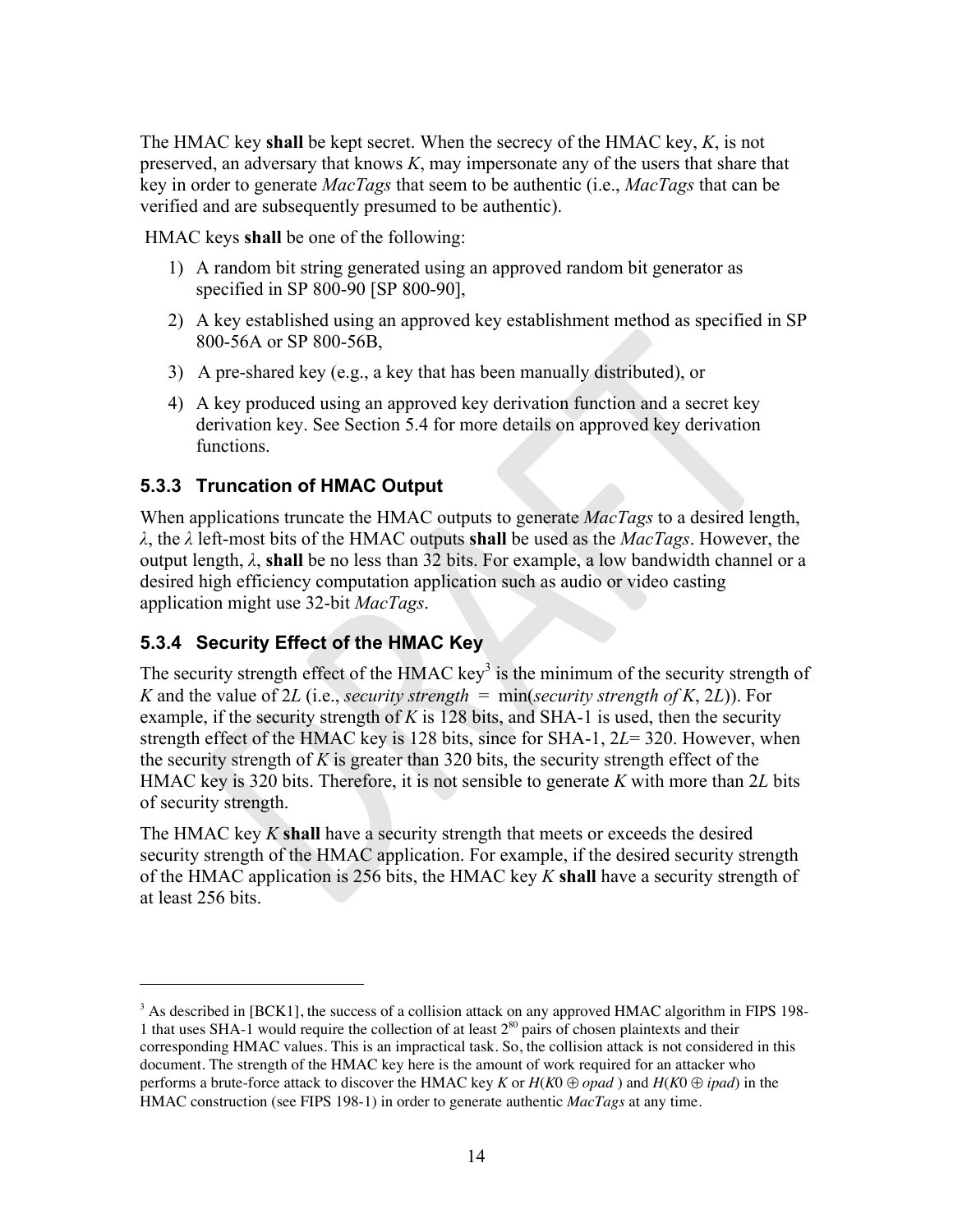The HMAC key **shall** be kept secret. When the secrecy of the HMAC key, $K$, is not preserved, an adversary that knows $K$, may impersonate any of the users that share that key in order to generate *MacTags* that seem to be authentic (i.e., *MacTags* that can be verified and are subsequently presumed to be authentic).

HMAC keys **shall** be one of the following:

1) A random bit string generated using an approved random bit generator as specified in SP 800-90 [SP 800-90],
2) A key established using an approved key establishment method as specified in SP 800-56A or SP 800-56B,
3) A pre-shared key (e.g., a key that has been manually distributed), or
4) A key produced using an approved key derivation function and a secret key derivation key. See Section 5.4 for more details on approved key derivation functions.

### 5.3.3 Truncation of HMAC Output

When applications truncate the HMAC outputs to generate *MacTags* to a desired length, $\lambda$, the $\lambda$ left-most bits of the HMAC outputs **shall** be used as the *MacTags*. However, the output length, $\lambda$, **shall** be no less than 32 bits. For example, a low bandwidth channel or a desired high efficiency computation application such as audio or video casting application might use 32-bit *MacTags*.

### 5.3.4 Security Effect of the HMAC Key

The security strength effect of the HMAC key[3] is the minimum of the security strength of $K$ and the value of $2L$ (i.e., *security strength* = min(*security strength of K*, $2L$)). For example, if the security strength of $K$ is 128 bits, and SHA-1 is used, then the security strength effect of the HMAC key is 128 bits, since for SHA-1, $2L= 320$. However, when the security strength of $K$ is greater than 320 bits, the security strength effect of the HMAC key is 320 bits. Therefore, it is not sensible to generate $K$ with more than $2L$ bits of security strength.

The HMAC key $K$ **shall** have a security strength that meets or exceeds the desired security strength of the HMAC application. For example, if the desired security strength of the HMAC application is 256 bits, the HMAC key $K$ **shall** have a security strength of at least 256 bits.

---

[3] As described in [BCK1], the success of a collision attack on any approved HMAC algorithm in FIPS 198-1 that uses SHA-1 would require the collection of at least $2^{80}$ pairs of chosen plaintexts and their corresponding HMAC values. This is an impractical task. So, the collision attack is not considered in this document. The strength of the HMAC key here is the amount of work required for an attacker who performs a brute-force attack to discover the HMAC key $K$ or $H(K0 \oplus opad)$ and $H(K0 \oplus ipad)$ in the HMAC construction (see FIPS 198-1) in order to generate authentic *MacTags* at any time.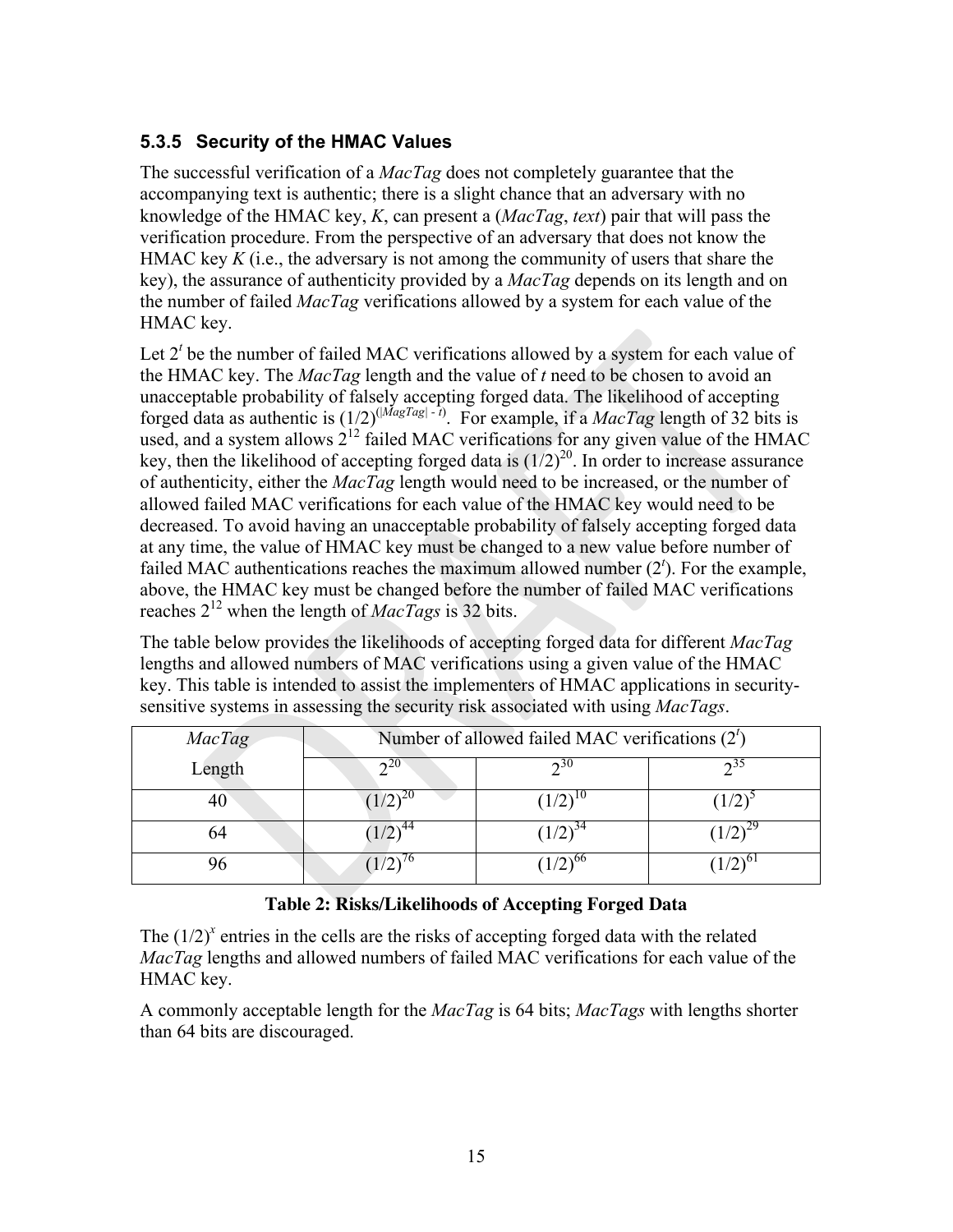### 5.3.5 Security of the HMAC Values

The successful verification of a *MacTag* does not completely guarantee that the accompanying text is authentic; there is a slight chance that an adversary with no knowledge of the HMAC key, *K*, can present a (*MacTag*, *text*) pair that will pass the verification procedure. From the perspective of an adversary that does not know the HMAC key *K* (i.e., the adversary is not among the community of users that share the key), the assurance of authenticity provided by a *MacTag* depends on its length and on the number of failed *MacTag* verifications allowed by a system for each value of the HMAC key.

Let $2^t$ be the number of failed MAC verifications allowed by a system for each value of the HMAC key. The *MacTag* length and the value of *t* need to be chosen to avoid an unacceptable probability of falsely accepting forged data. The likelihood of accepting forged data as authentic is $(1/2)^{(|MagTag| - t)}$. For example, if a *MacTag* length of 32 bits is used, and a system allows $2^{12}$ failed MAC verifications for any given value of the HMAC key, then the likelihood of accepting forged data is $(1/2)^{20}$. In order to increase assurance of authenticity, either the *MacTag* length would need to be increased, or the number of allowed failed MAC verifications for each value of the HMAC key would need to be decreased. To avoid having an unacceptable probability of falsely accepting forged data at any time, the value of HMAC key must be changed to a new value before number of failed MAC authentications reaches the maximum allowed number ($2^t$). For the example, above, the HMAC key must be changed before the number of failed MAC verifications reaches $2^{12}$ when the length of *MacTags* is 32 bits.

The table below provides the likelihoods of accepting forged data for different *MacTag* lengths and allowed numbers of MAC verifications using a given value of the HMAC key. This table is intended to assist the implementers of HMAC applications in security-sensitive systems in assessing the security risk associated with using *MacTags*.

| *MacTag* | Number of allowed failed MAC verifications ($2^t$) | | |
|---|---|---|---|
| Length | $2^{20}$ | $2^{30}$ | $2^{35}$ |
| 40 | $(1/2)^{20}$ | $(1/2)^{10}$ | $(1/2)^{5}$ |
| 64 | $(1/2)^{44}$ | $(1/2)^{34}$ | $(1/2)^{29}$ |
| 96 | $(1/2)^{76}$ | $(1/2)^{66}$ | $(1/2)^{61}$ |

**Table 2: Risks/Likelihoods of Accepting Forged Data**

The $(1/2)^x$ entries in the cells are the risks of accepting forged data with the related *MacTag* lengths and allowed numbers of failed MAC verifications for each value of the HMAC key.

A commonly acceptable length for the *MacTag* is 64 bits; *MacTags* with lengths shorter than 64 bits are discouraged.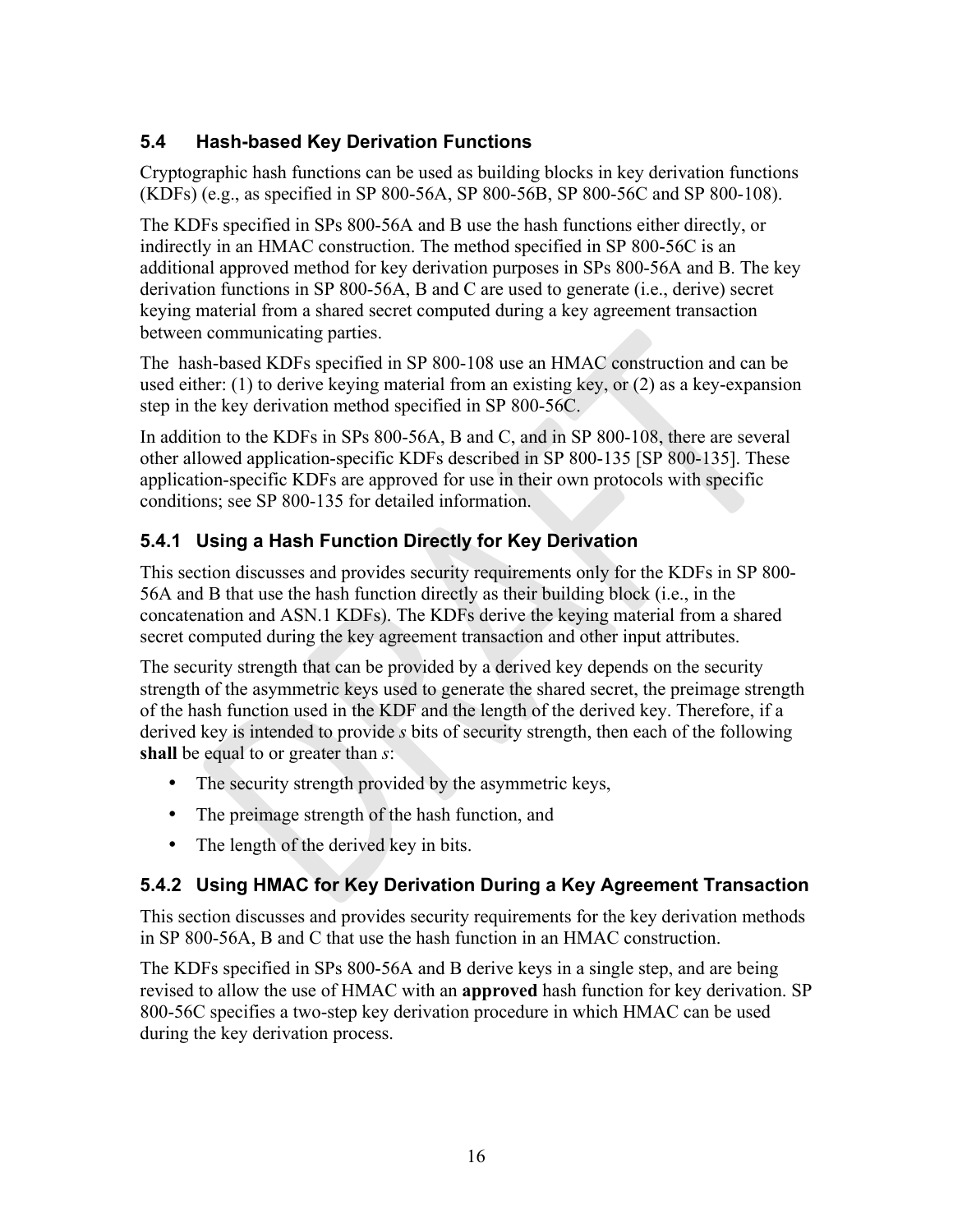## 5.4 Hash-based Key Derivation Functions

Cryptographic hash functions can be used as building blocks in key derivation functions (KDFs) (e.g., as specified in SP 800-56A, SP 800-56B, SP 800-56C and SP 800-108).

The KDFs specified in SPs 800-56A and B use the hash functions either directly, or indirectly in an HMAC construction. The method specified in SP 800-56C is an additional approved method for key derivation purposes in SPs 800-56A and B. The key derivation functions in SP 800-56A, B and C are used to generate (i.e., derive) secret keying material from a shared secret computed during a key agreement transaction between communicating parties.

The hash-based KDFs specified in SP 800-108 use an HMAC construction and can be used either: (1) to derive keying material from an existing key, or (2) as a key-expansion step in the key derivation method specified in SP 800-56C.

In addition to the KDFs in SPs 800-56A, B and C, and in SP 800-108, there are several other allowed application-specific KDFs described in SP 800-135 [SP 800-135]. These application-specific KDFs are approved for use in their own protocols with specific conditions; see SP 800-135 for detailed information.

### 5.4.1 Using a Hash Function Directly for Key Derivation

This section discusses and provides security requirements only for the KDFs in SP 800-56A and B that use the hash function directly as their building block (i.e., in the concatenation and ASN.1 KDFs). The KDFs derive the keying material from a shared secret computed during the key agreement transaction and other input attributes.

The security strength that can be provided by a derived key depends on the security strength of the asymmetric keys used to generate the shared secret, the preimage strength of the hash function used in the KDF and the length of the derived key. Therefore, if a derived key is intended to provide *s* bits of security strength, then each of the following **shall** be equal to or greater than *s*:

- The security strength provided by the asymmetric keys,
- The preimage strength of the hash function, and
- The length of the derived key in bits.

### 5.4.2 Using HMAC for Key Derivation During a Key Agreement Transaction

This section discusses and provides security requirements for the key derivation methods in SP 800-56A, B and C that use the hash function in an HMAC construction.

The KDFs specified in SPs 800-56A and B derive keys in a single step, and are being revised to allow the use of HMAC with an **approved** hash function for key derivation. SP 800-56C specifies a two-step key derivation procedure in which HMAC can be used during the key derivation process.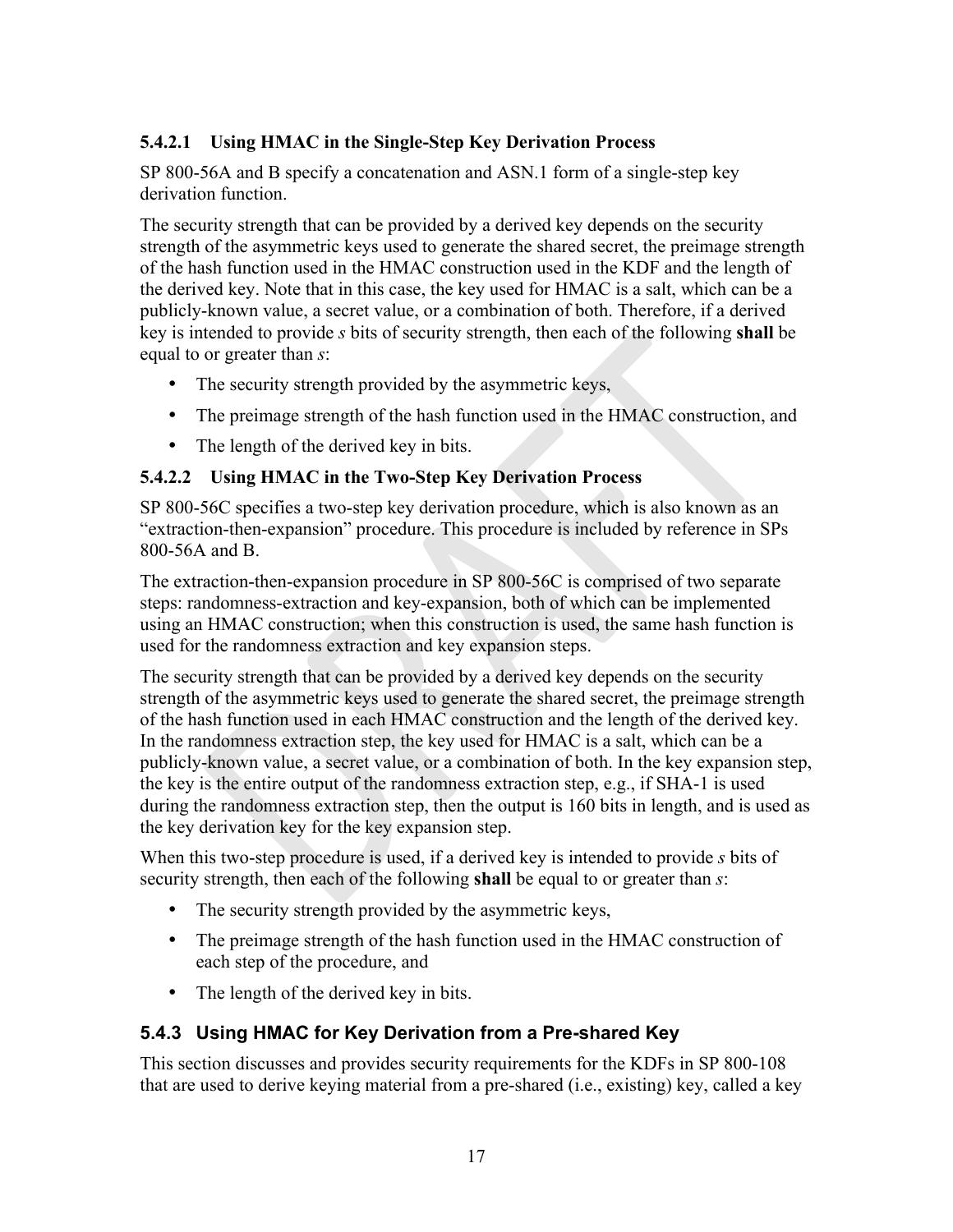#### 5.4.2.1 Using HMAC in the Single-Step Key Derivation Process

SP 800-56A and B specify a concatenation and ASN.1 form of a single-step key derivation function.

The security strength that can be provided by a derived key depends on the security strength of the asymmetric keys used to generate the shared secret, the preimage strength of the hash function used in the HMAC construction used in the KDF and the length of the derived key. Note that in this case, the key used for HMAC is a salt, which can be a publicly-known value, a secret value, or a combination of both. Therefore, if a derived key is intended to provide *s* bits of security strength, then each of the following **shall** be equal to or greater than *s*:

- The security strength provided by the asymmetric keys,
- The preimage strength of the hash function used in the HMAC construction, and
- The length of the derived key in bits.

#### 5.4.2.2 Using HMAC in the Two-Step Key Derivation Process

SP 800-56C specifies a two-step key derivation procedure, which is also known as an "extraction-then-expansion" procedure. This procedure is included by reference in SPs 800-56A and B.

The extraction-then-expansion procedure in SP 800-56C is comprised of two separate steps: randomness-extraction and key-expansion, both of which can be implemented using an HMAC construction; when this construction is used, the same hash function is used for the randomness extraction and key expansion steps.

The security strength that can be provided by a derived key depends on the security strength of the asymmetric keys used to generate the shared secret, the preimage strength of the hash function used in each HMAC construction and the length of the derived key. In the randomness extraction step, the key used for HMAC is a salt, which can be a publicly-known value, a secret value, or a combination of both. In the key expansion step, the key is the entire output of the randomness extraction step, e.g., if SHA-1 is used during the randomness extraction step, then the output is 160 bits in length, and is used as the key derivation key for the key expansion step.

When this two-step procedure is used, if a derived key is intended to provide *s* bits of security strength, then each of the following **shall** be equal to or greater than *s*:

- The security strength provided by the asymmetric keys,
- The preimage strength of the hash function used in the HMAC construction of each step of the procedure, and
- The length of the derived key in bits.

### 5.4.3 Using HMAC for Key Derivation from a Pre-shared Key

This section discusses and provides security requirements for the KDFs in SP 800-108 that are used to derive keying material from a pre-shared (i.e., existing) key, called a key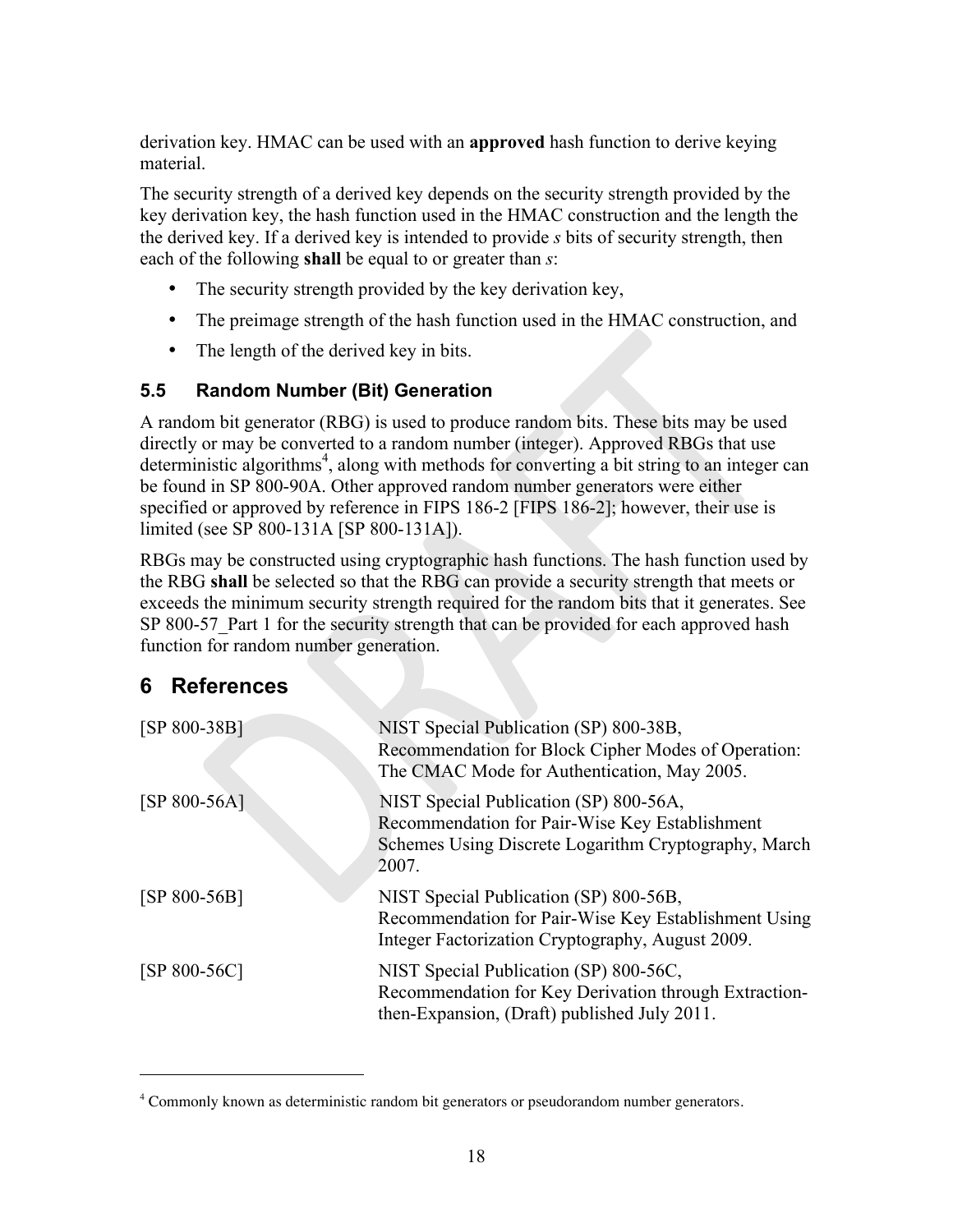derivation key. HMAC can be used with an **approved** hash function to derive keying material.

The security strength of a derived key depends on the security strength provided by the key derivation key, the hash function used in the HMAC construction and the length the the derived key. If a derived key is intended to provide *s* bits of security strength, then each of the following **shall** be equal to or greater than *s*:

- The security strength provided by the key derivation key,
- The preimage strength of the hash function used in the HMAC construction, and
- The length of the derived key in bits.

### 5.5 Random Number (Bit) Generation

A random bit generator (RBG) is used to produce random bits. These bits may be used directly or may be converted to a random number (integer). Approved RBGs that use deterministic algorithms[4], along with methods for converting a bit string to an integer can be found in SP 800-90A. Other approved random number generators were either specified or approved by reference in FIPS 186-2 [FIPS 186-2]; however, their use is limited (see SP 800-131A [SP 800-131A]).

RBGs may be constructed using cryptographic hash functions. The hash function used by the RBG **shall** be selected so that the RBG can provide a security strength that meets or exceeds the minimum security strength required for the random bits that it generates. See SP 800-57_Part 1 for the security strength that can be provided for each approved hash function for random number generation.

## 6 References

| | |
|---|---|
| [SP 800-38B] | NIST Special Publication (SP) 800-38B, Recommendation for Block Cipher Modes of Operation: The CMAC Mode for Authentication, May 2005. |
| [SP 800-56A] | NIST Special Publication (SP) 800-56A, Recommendation for Pair-Wise Key Establishment Schemes Using Discrete Logarithm Cryptography, March 2007. |
| [SP 800-56B] | NIST Special Publication (SP) 800-56B, Recommendation for Pair-Wise Key Establishment Using Integer Factorization Cryptography, August 2009. |
| [SP 800-56C] | NIST Special Publication (SP) 800-56C, Recommendation for Key Derivation through Extraction-then-Expansion, (Draft) published July 2011. |

[4] Commonly known as deterministic random bit generators or pseudorandom number generators.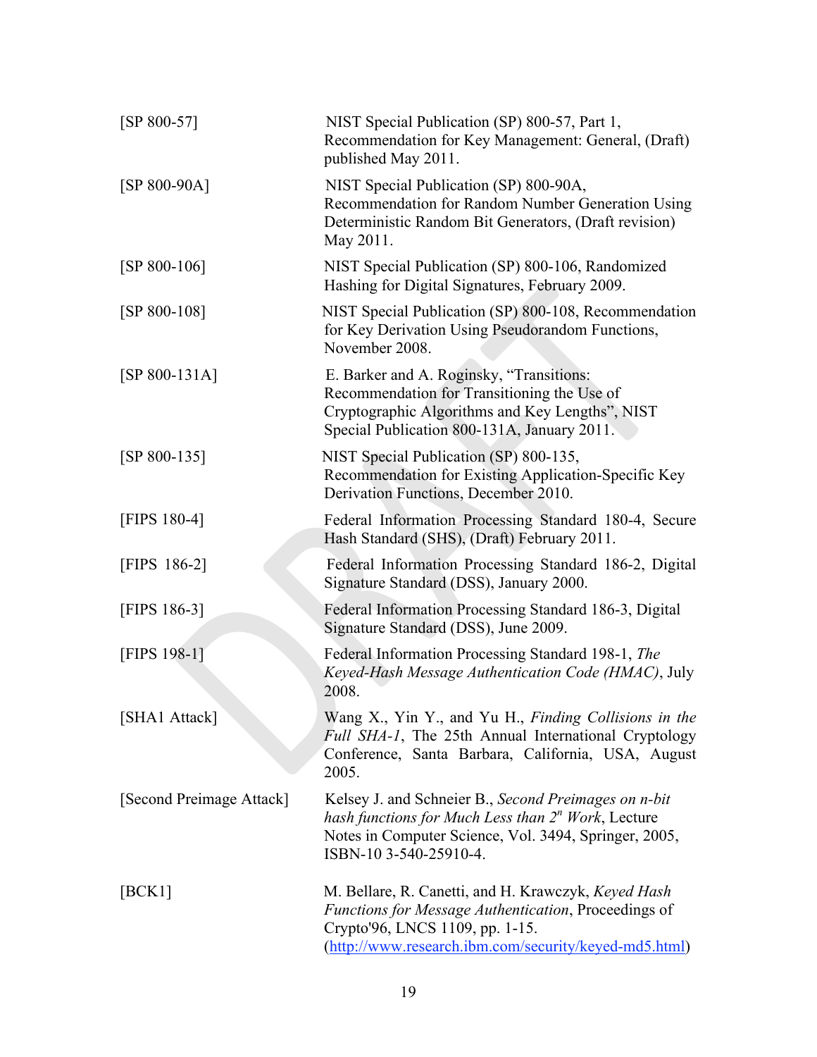| | |
|---|---|
| [SP 800-57] | NIST Special Publication (SP) 800-57, Part 1, Recommendation for Key Management: General, (Draft) published May 2011. |
| [SP 800-90A] | NIST Special Publication (SP) 800-90A, Recommendation for Random Number Generation Using Deterministic Random Bit Generators, (Draft revision) May 2011. |
| [SP 800-106] | NIST Special Publication (SP) 800-106, Randomized Hashing for Digital Signatures, February 2009. |
| [SP 800-108] | NIST Special Publication (SP) 800-108, Recommendation for Key Derivation Using Pseudorandom Functions, November 2008. |
| [SP 800-131A] | E. Barker and A. Roginsky, "Transitions: Recommendation for Transitioning the Use of Cryptographic Algorithms and Key Lengths", NIST Special Publication 800-131A, January 2011. |
| [SP 800-135] | NIST Special Publication (SP) 800-135, Recommendation for Existing Application-Specific Key Derivation Functions, December 2010. |
| [FIPS 180-4] | Federal Information Processing Standard 180-4, Secure Hash Standard (SHS), (Draft) February 2011. |
| [FIPS 186-2] | Federal Information Processing Standard 186-2, Digital Signature Standard (DSS), January 2000. |
| [FIPS 186-3] | Federal Information Processing Standard 186-3, Digital Signature Standard (DSS), June 2009. |
| [FIPS 198-1] | Federal Information Processing Standard 198-1, *The Keyed-Hash Message Authentication Code (HMAC)*, July 2008. |
| [SHA1 Attack] | Wang X., Yin Y., and Yu H., *Finding Collisions in the Full SHA-1*, The 25th Annual International Cryptology Conference, Santa Barbara, California, USA, August 2005. |
| [Second Preimage Attack] | Kelsey J. and Schneier B., *Second Preimages on n-bit hash functions for Much Less than $2^n$ Work*, Lecture Notes in Computer Science, Vol. 3494, Springer, 2005, ISBN-10 3-540-25910-4. |
| [BCK1] | M. Bellare, R. Canetti, and H. Krawczyk, *Keyed Hash Functions for Message Authentication*, Proceedings of Crypto'96, LNCS 1109, pp. 1-15. (http://www.research.ibm.com/security/keyed-md5.html) |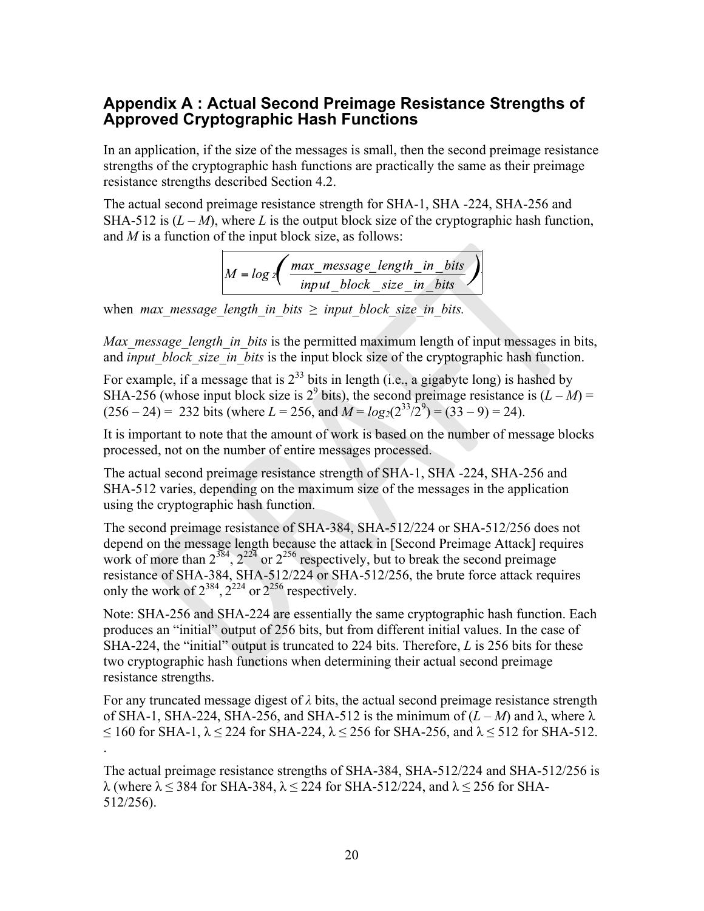## Appendix A : Actual Second Preimage Resistance Strengths of Approved Cryptographic Hash Functions

In an application, if the size of the messages is small, then the second preimage resistance strengths of the cryptographic hash functions are practically the same as their preimage resistance strengths described Section 4.2.

The actual second preimage resistance strength for SHA-1, SHA -224, SHA-256 and SHA-512 is ($L – M$), where $L$ is the output block size of the cryptographic hash function, and $M$ is a function of the input block size, as follows:

$$M = log_2\left( \frac{max\_message\_length\_in\_bits}{input\_block\_size\_in\_bits} \right)$$

when *max_message_length_in_bits* ≥ *input_block_size_in_bits.*

*Max_message_length_in_bits* is the permitted maximum length of input messages in bits, and *input_block_size_in_bits* is the input block size of the cryptographic hash function.

For example, if a message that is $2^{33}$ bits in length (i.e., a gigabyte long) is hashed by SHA-256 (whose input block size is $2^9$ bits), the second preimage resistance is ($L – M$) = (256 – 24) = 232 bits (where $L$ = 256, and $M = log_2(2^{33}/2^9)$ = (33 – 9) = 24).

It is important to note that the amount of work is based on the number of message blocks processed, not on the number of entire messages processed.

The actual second preimage resistance strength of SHA-1, SHA -224, SHA-256 and SHA-512 varies, depending on the maximum size of the messages in the application using the cryptographic hash function.

The second preimage resistance of SHA-384, SHA-512/224 or SHA-512/256 does not depend on the message length because the attack in [Second Preimage Attack] requires work of more than $2^{384}$, $2^{224}$ or $2^{256}$ respectively, but to break the second preimage resistance of SHA-384, SHA-512/224 or SHA-512/256, the brute force attack requires only the work of $2^{384}$, $2^{224}$ or $2^{256}$ respectively.

Note: SHA-256 and SHA-224 are essentially the same cryptographic hash function. Each produces an "initial" output of 256 bits, but from different initial values. In the case of SHA-224, the "initial" output is truncated to 224 bits. Therefore, $L$ is 256 bits for these two cryptographic hash functions when determining their actual second preimage resistance strengths.

For any truncated message digest of $\lambda$ bits, the actual second preimage resistance strength of SHA-1, SHA-224, SHA-256, and SHA-512 is the minimum of ($L – M$) and $\lambda$, where $\lambda \leq 160$ for SHA-1, $\lambda \leq 224$ for SHA-224, $\lambda \leq 256$ for SHA-256, and $\lambda \leq 512$ for SHA-512.

.

The actual preimage resistance strengths of SHA-384, SHA-512/224 and SHA-512/256 is $\lambda$ (where $\lambda \leq 384$ for SHA-384, $\lambda \leq 224$ for SHA-512/224, and $\lambda \leq 256$ for SHA-512/256).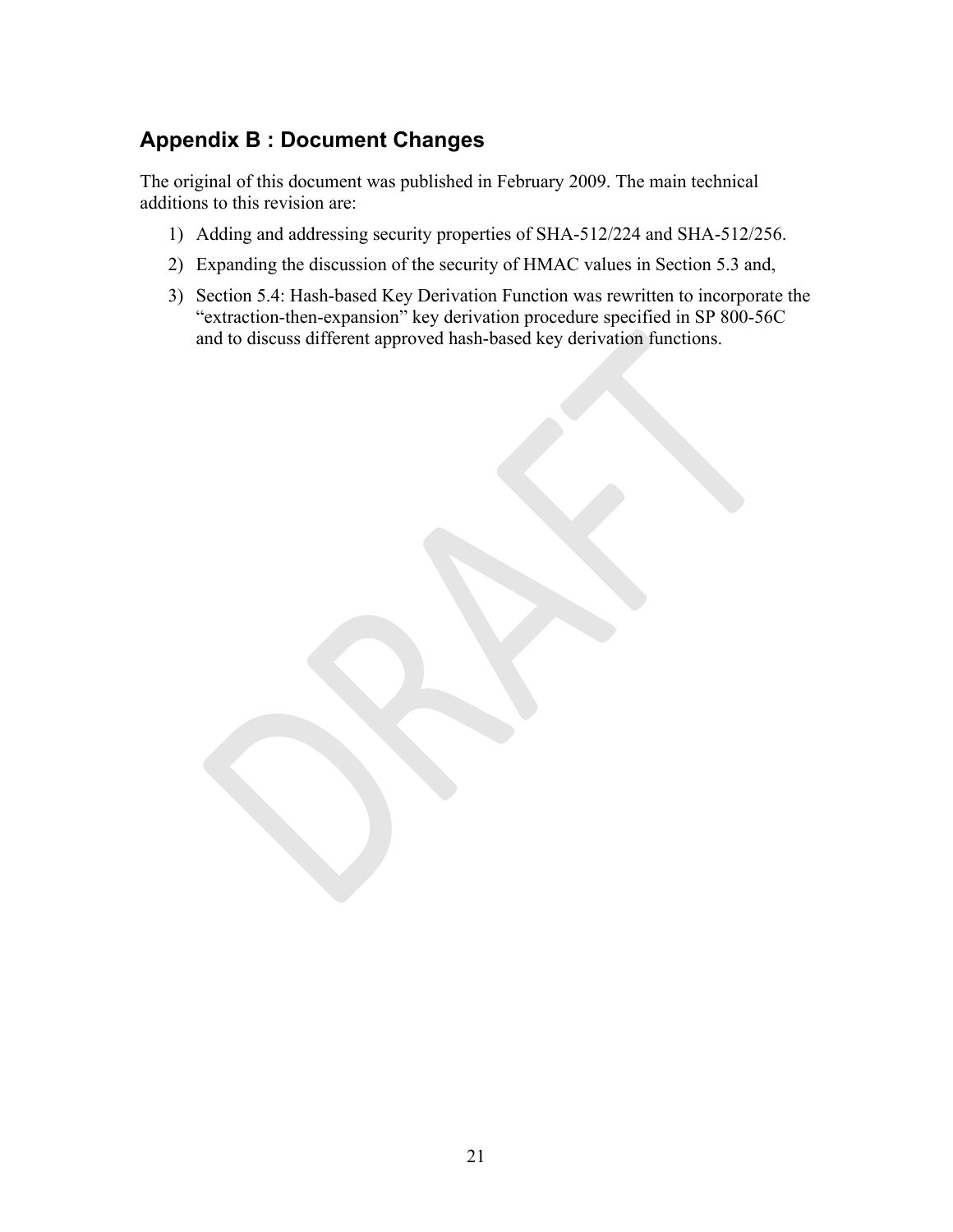## Appendix B : Document Changes

The original of this document was published in February 2009. The main technical additions to this revision are:

1) Adding and addressing security properties of SHA-512/224 and SHA-512/256.
2) Expanding the discussion of the security of HMAC values in Section 5.3 and,
3) Section 5.4: Hash-based Key Derivation Function was rewritten to incorporate the "extraction-then-expansion" key derivation procedure specified in SP 800-56C and to discuss different approved hash-based key derivation functions.